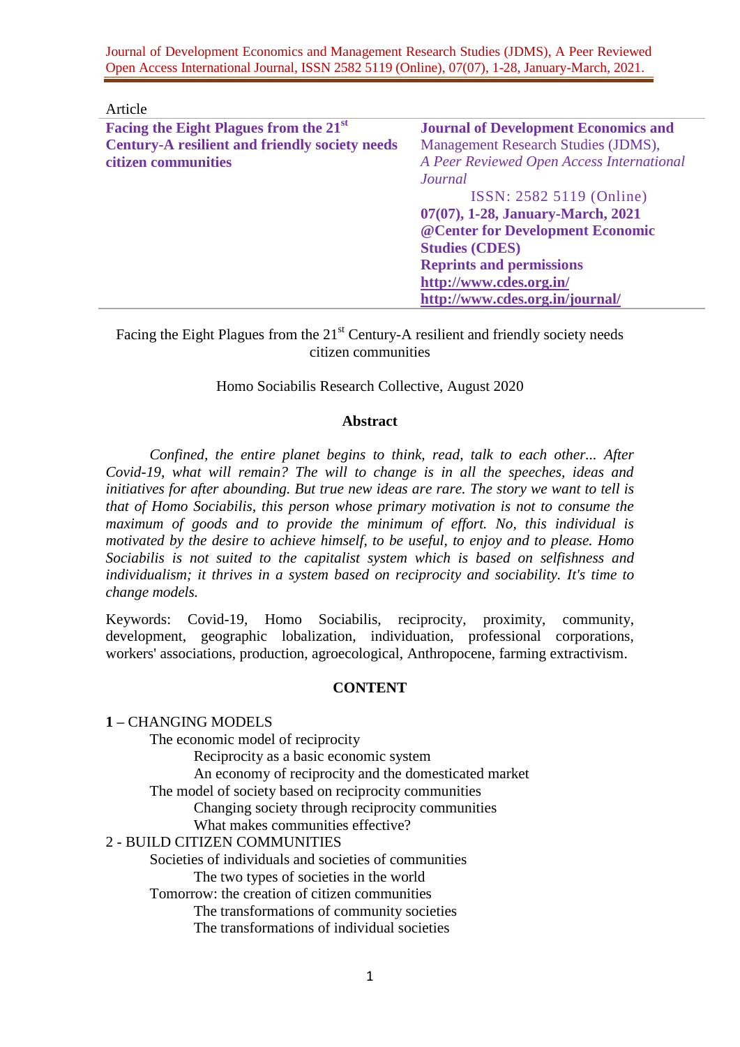Article

**Facing the Eight Plagues from the 21st Century-A resilient and friendly society needs citizen communities**

**Journal of Development Economics and** Management Research Studies (JDMS), *A Peer Reviewed Open Access International Journal*
ISSN: 2582 5119 (Online)
**07(07), 1-28, January-March, 2021**
**@Center for Development Economic Studies (CDES)**
**Reprints and permissions**
**http://www.cdes.org.in/**
**http://www.cdes.org.in/journal/**

Facing the Eight Plagues from the 21st Century-A resilient and friendly society needs citizen communities

Homo Sociabilis Research Collective, August 2020

## Abstract

*Confined, the entire planet begins to think, read, talk to each other... After Covid-19, what will remain? The will to change is in all the speeches, ideas and initiatives for after abounding. But true new ideas are rare. The story we want to tell is that of Homo Sociabilis, this person whose primary motivation is not to consume the maximum of goods and to provide the minimum of effort. No, this individual is motivated by the desire to achieve himself, to be useful, to enjoy and to please. Homo Sociabilis is not suited to the capitalist system which is based on selfishness and individualism; it thrives in a system based on reciprocity and sociability. It's time to change models.*

Keywords: Covid-19, Homo Sociabilis, reciprocity, proximity, community, development, geographic lobalization, individuation, professional corporations, workers' associations, production, agroecological, Anthropocene, farming extractivism.

## CONTENT

**1 –** CHANGING MODELS
- The economic model of reciprocity
  - Reciprocity as a basic economic system
  - An economy of reciprocity and the domesticated market
- The model of society based on reciprocity communities
  - Changing society through reciprocity communities
  - What makes communities effective?

2 - BUILD CITIZEN COMMUNITIES
- Societies of individuals and societies of communities
  - The two types of societies in the world
- Tomorrow: the creation of citizen communities
  - The transformations of community societies
  - The transformations of individual societies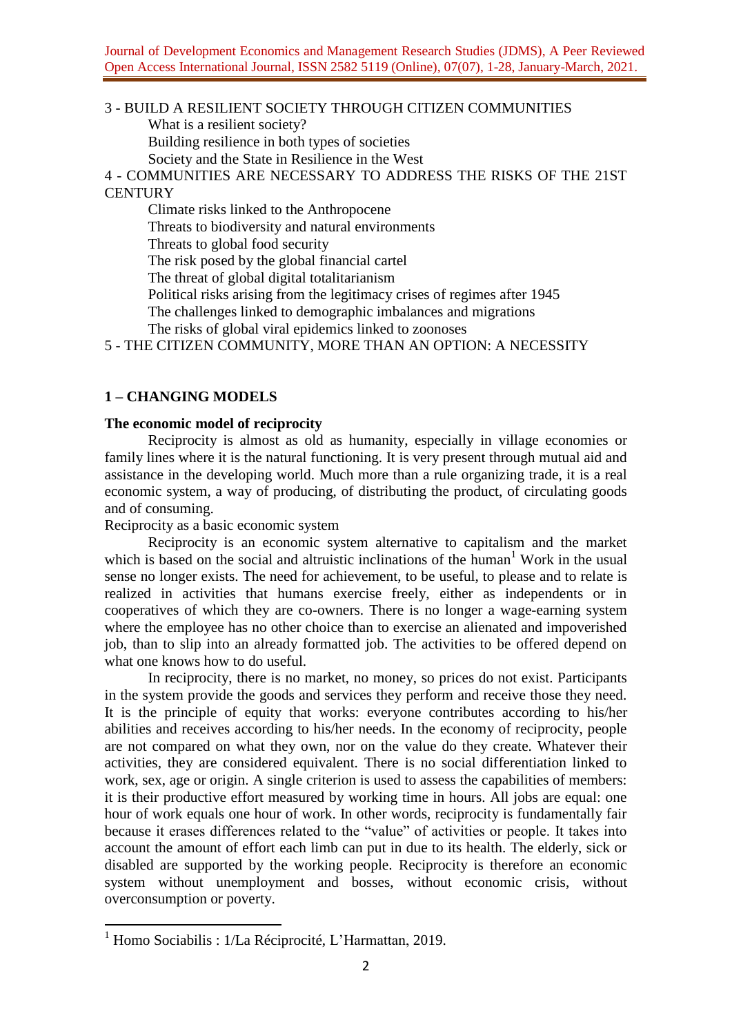3 - BUILD A RESILIENT SOCIETY THROUGH CITIZEN COMMUNITIES

- What is a resilient society?
- Building resilience in both types of societies
- Society and the State in Resilience in the West

4 - COMMUNITIES ARE NECESSARY TO ADDRESS THE RISKS OF THE 21ST CENTURY

- Climate risks linked to the Anthropocene
- Threats to biodiversity and natural environments
- Threats to global food security
- The risk posed by the global financial cartel
- The threat of global digital totalitarianism
- Political risks arising from the legitimacy crises of regimes after 1945
- The challenges linked to demographic imbalances and migrations
- The risks of global viral epidemics linked to zoonoses

5 - THE CITIZEN COMMUNITY, MORE THAN AN OPTION: A NECESSITY

## 1 – CHANGING MODELS

### The economic model of reciprocity

Reciprocity is almost as old as humanity, especially in village economies or family lines where it is the natural functioning. It is very present through mutual aid and assistance in the developing world. Much more than a rule organizing trade, it is a real economic system, a way of producing, of distributing the product, of circulating goods and of consuming.

Reciprocity as a basic economic system

Reciprocity is an economic system alternative to capitalism and the market which is based on the social and altruistic inclinations of the human[1] Work in the usual sense no longer exists. The need for achievement, to be useful, to please and to relate is realized in activities that humans exercise freely, either as independents or in cooperatives of which they are co-owners. There is no longer a wage-earning system where the employee has no other choice than to exercise an alienated and impoverished job, than to slip into an already formatted job. The activities to be offered depend on what one knows how to do useful.

In reciprocity, there is no market, no money, so prices do not exist. Participants in the system provide the goods and services they perform and receive those they need. It is the principle of equity that works: everyone contributes according to his/her abilities and receives according to his/her needs. In the economy of reciprocity, people are not compared on what they own, nor on the value do they create. Whatever their activities, they are considered equivalent. There is no social differentiation linked to work, sex, age or origin. A single criterion is used to assess the capabilities of members: it is their productive effort measured by working time in hours. All jobs are equal: one hour of work equals one hour of work. In other words, reciprocity is fundamentally fair because it erases differences related to the "value" of activities or people. It takes into account the amount of effort each limb can put in due to its health. The elderly, sick or disabled are supported by the working people. Reciprocity is therefore an economic system without unemployment and bosses, without economic crisis, without overconsumption or poverty.

[1] Homo Sociabilis : 1/La Réciprocité, L'Harmattan, 2019.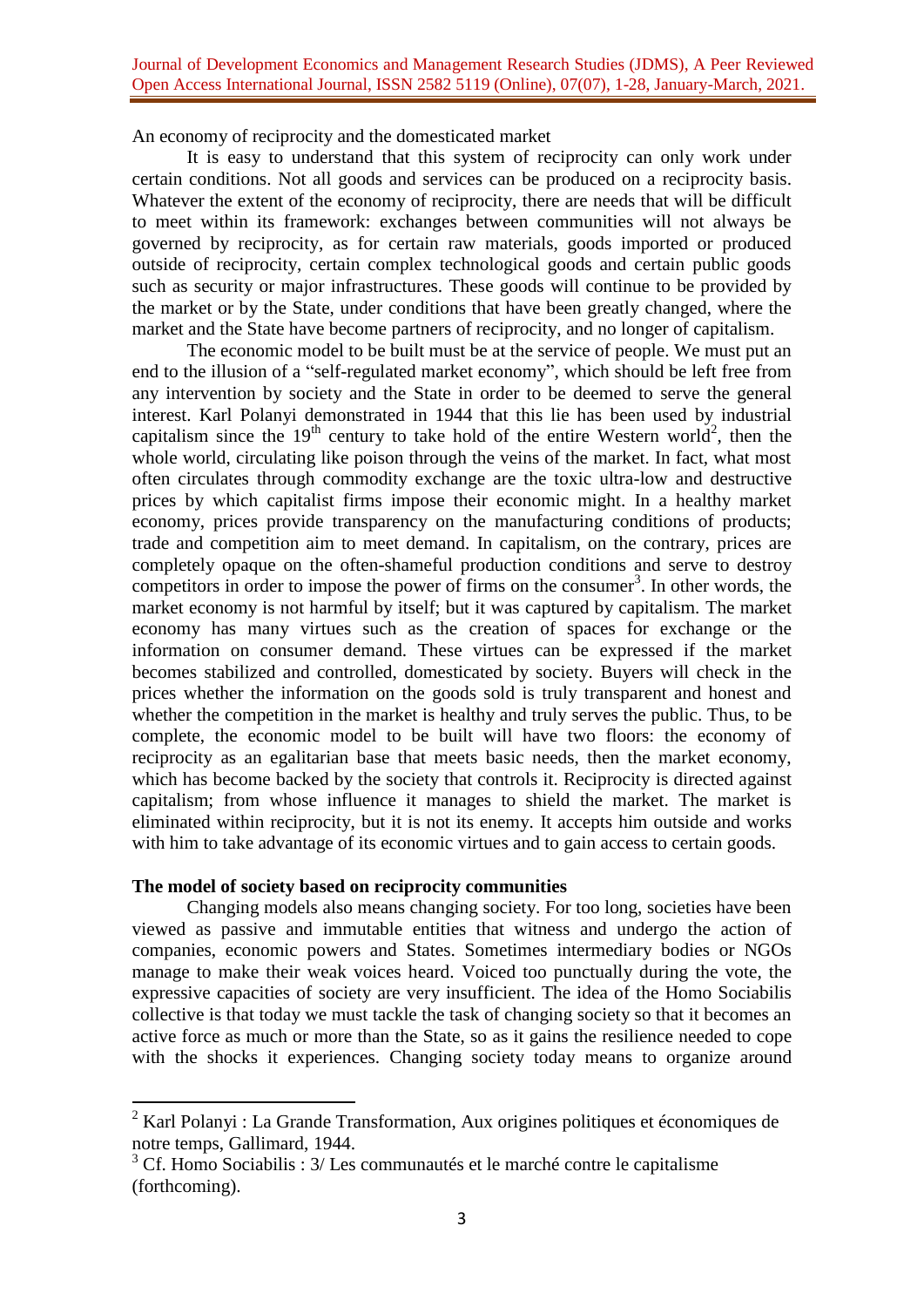An economy of reciprocity and the domesticated market

It is easy to understand that this system of reciprocity can only work under certain conditions. Not all goods and services can be produced on a reciprocity basis. Whatever the extent of the economy of reciprocity, there are needs that will be difficult to meet within its framework: exchanges between communities will not always be governed by reciprocity, as for certain raw materials, goods imported or produced outside of reciprocity, certain complex technological goods and certain public goods such as security or major infrastructures. These goods will continue to be provided by the market or by the State, under conditions that have been greatly changed, where the market and the State have become partners of reciprocity, and no longer of capitalism.

The economic model to be built must be at the service of people. We must put an end to the illusion of a "self-regulated market economy", which should be left free from any intervention by society and the State in order to be deemed to serve the general interest. Karl Polanyi demonstrated in 1944 that this lie has been used by industrial capitalism since the 19th century to take hold of the entire Western world[2], then the whole world, circulating like poison through the veins of the market. In fact, what most often circulates through commodity exchange are the toxic ultra-low and destructive prices by which capitalist firms impose their economic might. In a healthy market economy, prices provide transparency on the manufacturing conditions of products; trade and competition aim to meet demand. In capitalism, on the contrary, prices are completely opaque on the often-shameful production conditions and serve to destroy competitors in order to impose the power of firms on the consumer[3]. In other words, the market economy is not harmful by itself; but it was captured by capitalism. The market economy has many virtues such as the creation of spaces for exchange or the information on consumer demand. These virtues can be expressed if the market becomes stabilized and controlled, domesticated by society. Buyers will check in the prices whether the information on the goods sold is truly transparent and honest and whether the competition in the market is healthy and truly serves the public. Thus, to be complete, the economic model to be built will have two floors: the economy of reciprocity as an egalitarian base that meets basic needs, then the market economy, which has become backed by the society that controls it. Reciprocity is directed against capitalism; from whose influence it manages to shield the market. The market is eliminated within reciprocity, but it is not its enemy. It accepts him outside and works with him to take advantage of its economic virtues and to gain access to certain goods.

**The model of society based on reciprocity communities**

Changing models also means changing society. For too long, societies have been viewed as passive and immutable entities that witness and undergo the action of companies, economic powers and States. Sometimes intermediary bodies or NGOs manage to make their weak voices heard. Voiced too punctually during the vote, the expressive capacities of society are very insufficient. The idea of the Homo Sociabilis collective is that today we must tackle the task of changing society so that it becomes an active force as much or more than the State, so as it gains the resilience needed to cope with the shocks it experiences. Changing society today means to organize around

---

[2] Karl Polanyi : La Grande Transformation, Aux origines politiques et économiques de notre temps, Gallimard, 1944.

[3] Cf. Homo Sociabilis : 3/ Les communautés et le marché contre le capitalisme (forthcoming).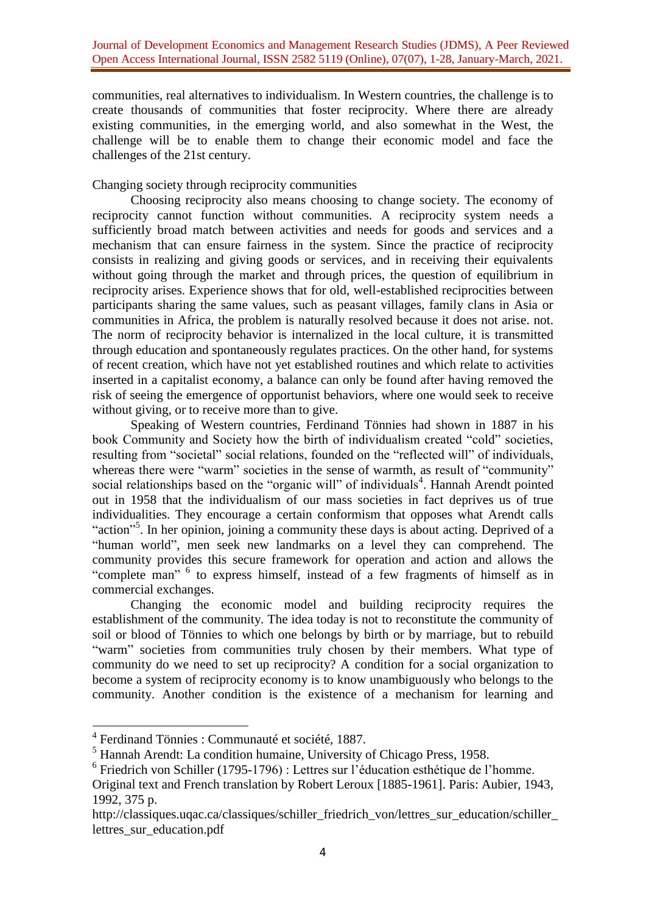communities, real alternatives to individualism. In Western countries, the challenge is to create thousands of communities that foster reciprocity. Where there are already existing communities, in the emerging world, and also somewhat in the West, the challenge will be to enable them to change their economic model and face the challenges of the 21st century.

Changing society through reciprocity communities

Choosing reciprocity also means choosing to change society. The economy of reciprocity cannot function without communities. A reciprocity system needs a sufficiently broad match between activities and needs for goods and services and a mechanism that can ensure fairness in the system. Since the practice of reciprocity consists in realizing and giving goods or services, and in receiving their equivalents without going through the market and through prices, the question of equilibrium in reciprocity arises. Experience shows that for old, well-established reciprocities between participants sharing the same values, such as peasant villages, family clans in Asia or communities in Africa, the problem is naturally resolved because it does not arise. not. The norm of reciprocity behavior is internalized in the local culture, it is transmitted through education and spontaneously regulates practices. On the other hand, for systems of recent creation, which have not yet established routines and which relate to activities inserted in a capitalist economy, a balance can only be found after having removed the risk of seeing the emergence of opportunist behaviors, where one would seek to receive without giving, or to receive more than to give.

Speaking of Western countries, Ferdinand Tönnies had shown in 1887 in his book Community and Society how the birth of individualism created "cold" societies, resulting from "societal" social relations, founded on the "reflected will" of individuals, whereas there were "warm" societies in the sense of warmth, as result of "community" social relationships based on the "organic will" of individuals[4]. Hannah Arendt pointed out in 1958 that the individualism of our mass societies in fact deprives us of true individualities. They encourage a certain conformism that opposes what Arendt calls "action"[5]. In her opinion, joining a community these days is about acting. Deprived of a "human world", men seek new landmarks on a level they can comprehend. The community provides this secure framework for operation and action and allows the "complete man" [6] to express himself, instead of a few fragments of himself as in commercial exchanges.

Changing the economic model and building reciprocity requires the establishment of the community. The idea today is not to reconstitute the community of soil or blood of Tönnies to which one belongs by birth or by marriage, but to rebuild "warm" societies from communities truly chosen by their members. What type of community do we need to set up reciprocity? A condition for a social organization to become a system of reciprocity economy is to know unambiguously who belongs to the community. Another condition is the existence of a mechanism for learning and

---

[4] Ferdinand Tönnies : Communauté et société, 1887.

[5] Hannah Arendt: La condition humaine, University of Chicago Press, 1958.

[6] Friedrich von Schiller (1795-1796) : Lettres sur l'éducation esthétique de l'homme. Original text and French translation by Robert Leroux [1885-1961]. Paris: Aubier, 1943, 1992, 375 p.
http://classiques.uqac.ca/classiques/schiller_friedrich_von/lettres_sur_education/schiller_lettres_sur_education.pdf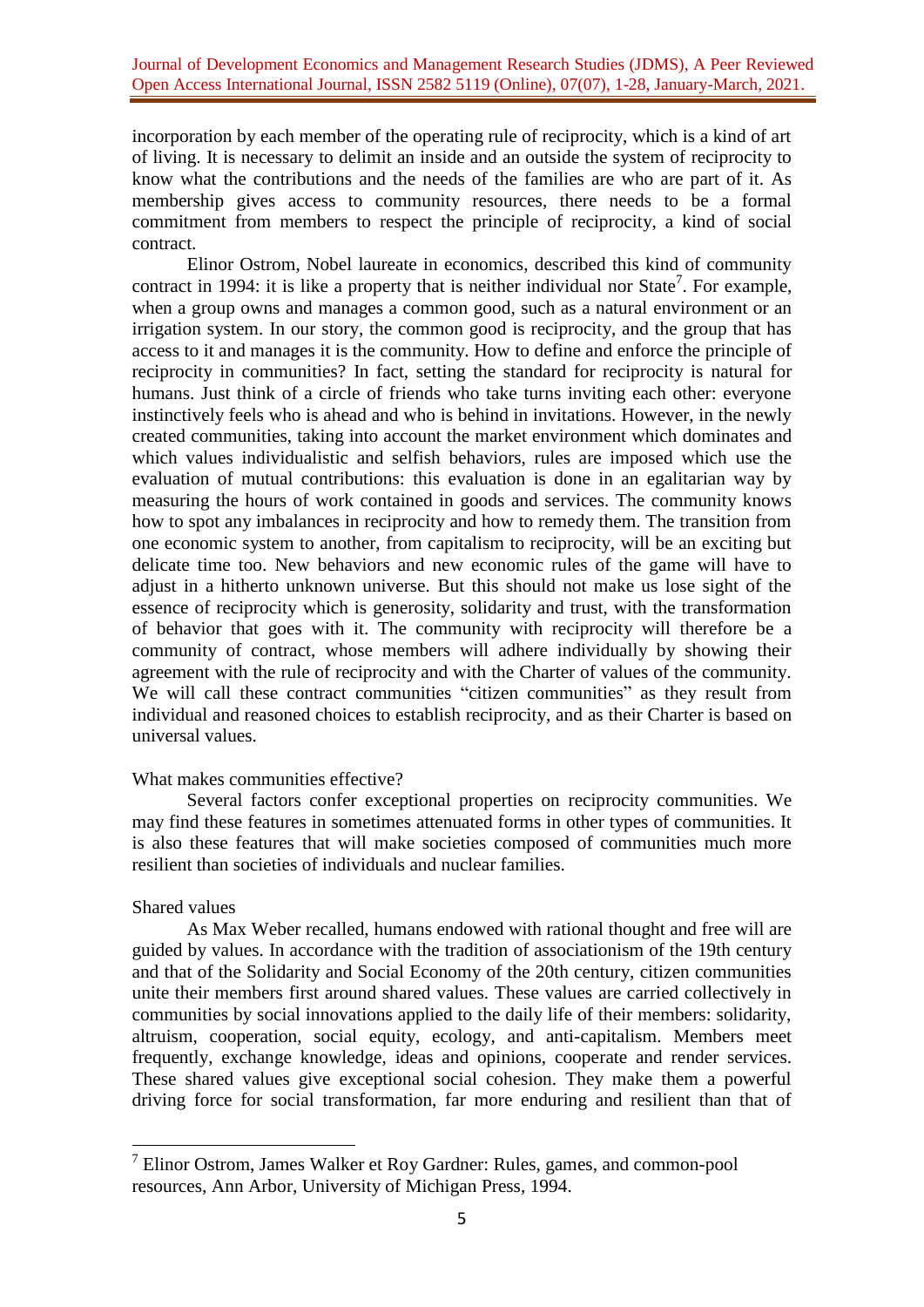incorporation by each member of the operating rule of reciprocity, which is a kind of art of living. It is necessary to delimit an inside and an outside the system of reciprocity to know what the contributions and the needs of the families are who are part of it. As membership gives access to community resources, there needs to be a formal commitment from members to respect the principle of reciprocity, a kind of social contract.

Elinor Ostrom, Nobel laureate in economics, described this kind of community contract in 1994: it is like a property that is neither individual nor State[7]. For example, when a group owns and manages a common good, such as a natural environment or an irrigation system. In our story, the common good is reciprocity, and the group that has access to it and manages it is the community. How to define and enforce the principle of reciprocity in communities? In fact, setting the standard for reciprocity is natural for humans. Just think of a circle of friends who take turns inviting each other: everyone instinctively feels who is ahead and who is behind in invitations. However, in the newly created communities, taking into account the market environment which dominates and which values individualistic and selfish behaviors, rules are imposed which use the evaluation of mutual contributions: this evaluation is done in an egalitarian way by measuring the hours of work contained in goods and services. The community knows how to spot any imbalances in reciprocity and how to remedy them. The transition from one economic system to another, from capitalism to reciprocity, will be an exciting but delicate time too. New behaviors and new economic rules of the game will have to adjust in a hitherto unknown universe. But this should not make us lose sight of the essence of reciprocity which is generosity, solidarity and trust, with the transformation of behavior that goes with it. The community with reciprocity will therefore be a community of contract, whose members will adhere individually by showing their agreement with the rule of reciprocity and with the Charter of values of the community. We will call these contract communities "citizen communities" as they result from individual and reasoned choices to establish reciprocity, and as their Charter is based on universal values.

### What makes communities effective?

Several factors confer exceptional properties on reciprocity communities. We may find these features in sometimes attenuated forms in other types of communities. It is also these features that will make societies composed of communities much more resilient than societies of individuals and nuclear families.

#### Shared values

As Max Weber recalled, humans endowed with rational thought and free will are guided by values. In accordance with the tradition of associationism of the 19th century and that of the Solidarity and Social Economy of the 20th century, citizen communities unite their members first around shared values. These values are carried collectively in communities by social innovations applied to the daily life of their members: solidarity, altruism, cooperation, social equity, ecology, and anti-capitalism. Members meet frequently, exchange knowledge, ideas and opinions, cooperate and render services. These shared values give exceptional social cohesion. They make them a powerful driving force for social transformation, far more enduring and resilient than that of

---

[7] Elinor Ostrom, James Walker et Roy Gardner: Rules, games, and common-pool resources, Ann Arbor, University of Michigan Press, 1994.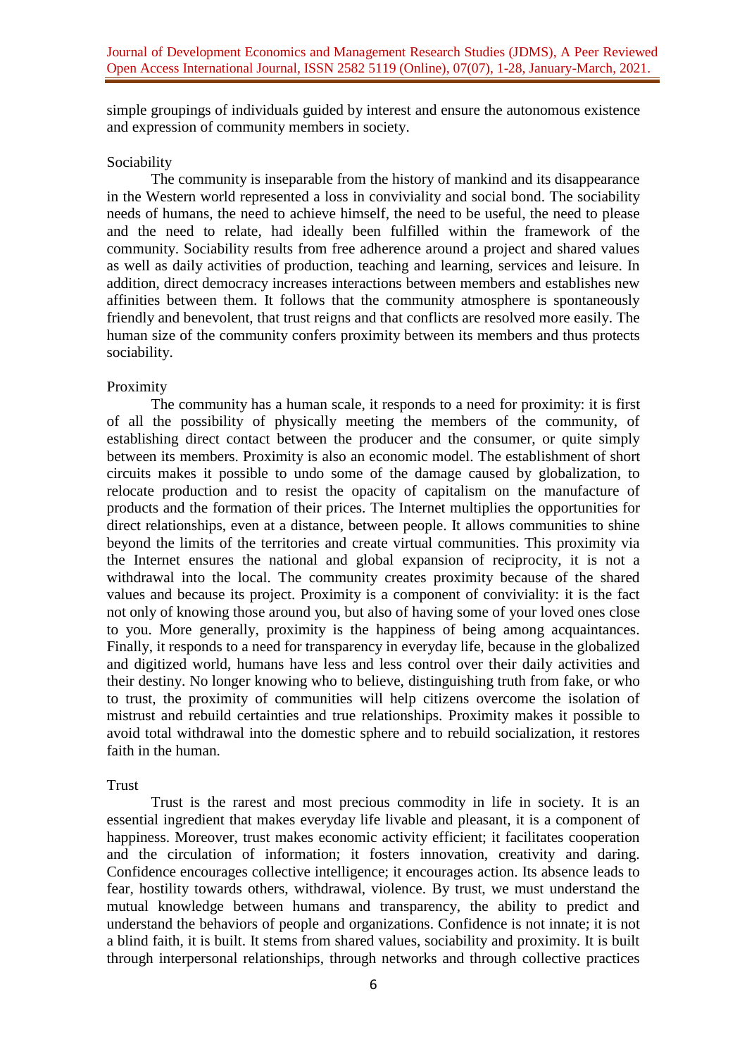simple groupings of individuals guided by interest and ensure the autonomous existence and expression of community members in society.

### Sociability

The community is inseparable from the history of mankind and its disappearance in the Western world represented a loss in conviviality and social bond. The sociability needs of humans, the need to achieve himself, the need to be useful, the need to please and the need to relate, had ideally been fulfilled within the framework of the community. Sociability results from free adherence around a project and shared values as well as daily activities of production, teaching and learning, services and leisure. In addition, direct democracy increases interactions between members and establishes new affinities between them. It follows that the community atmosphere is spontaneously friendly and benevolent, that trust reigns and that conflicts are resolved more easily. The human size of the community confers proximity between its members and thus protects sociability.

### Proximity

The community has a human scale, it responds to a need for proximity: it is first of all the possibility of physically meeting the members of the community, of establishing direct contact between the producer and the consumer, or quite simply between its members. Proximity is also an economic model. The establishment of short circuits makes it possible to undo some of the damage caused by globalization, to relocate production and to resist the opacity of capitalism on the manufacture of products and the formation of their prices. The Internet multiplies the opportunities for direct relationships, even at a distance, between people. It allows communities to shine beyond the limits of the territories and create virtual communities. This proximity via the Internet ensures the national and global expansion of reciprocity, it is not a withdrawal into the local. The community creates proximity because of the shared values and because its project. Proximity is a component of conviviality: it is the fact not only of knowing those around you, but also of having some of your loved ones close to you. More generally, proximity is the happiness of being among acquaintances. Finally, it responds to a need for transparency in everyday life, because in the globalized and digitized world, humans have less and less control over their daily activities and their destiny. No longer knowing who to believe, distinguishing truth from fake, or who to trust, the proximity of communities will help citizens overcome the isolation of mistrust and rebuild certainties and true relationships. Proximity makes it possible to avoid total withdrawal into the domestic sphere and to rebuild socialization, it restores faith in the human.

### Trust

Trust is the rarest and most precious commodity in life in society. It is an essential ingredient that makes everyday life livable and pleasant, it is a component of happiness. Moreover, trust makes economic activity efficient; it facilitates cooperation and the circulation of information; it fosters innovation, creativity and daring. Confidence encourages collective intelligence; it encourages action. Its absence leads to fear, hostility towards others, withdrawal, violence. By trust, we must understand the mutual knowledge between humans and transparency, the ability to predict and understand the behaviors of people and organizations. Confidence is not innate; it is not a blind faith, it is built. It stems from shared values, sociability and proximity. It is built through interpersonal relationships, through networks and through collective practices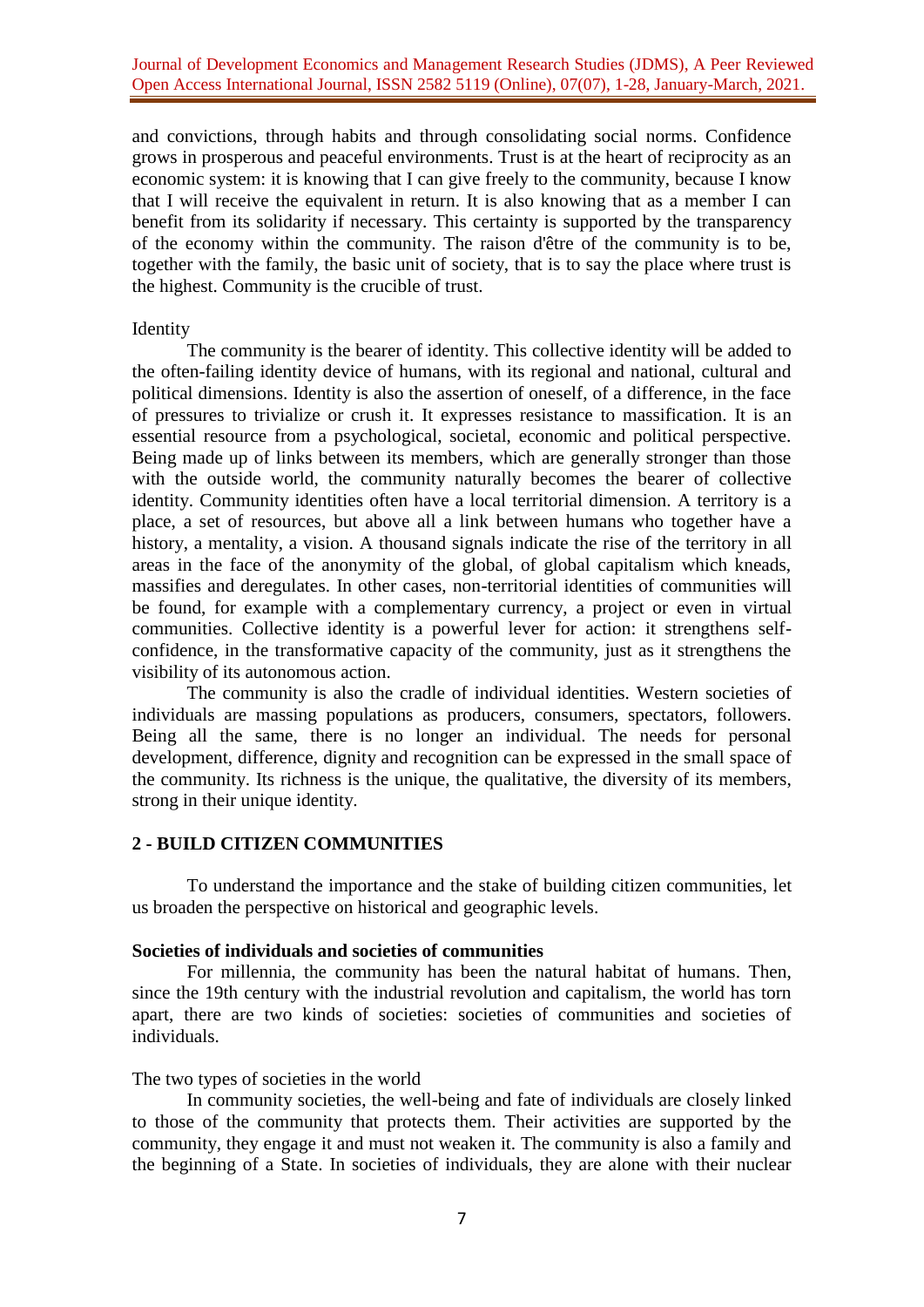and convictions, through habits and through consolidating social norms. Confidence grows in prosperous and peaceful environments. Trust is at the heart of reciprocity as an economic system: it is knowing that I can give freely to the community, because I know that I will receive the equivalent in return. It is also knowing that as a member I can benefit from its solidarity if necessary. This certainty is supported by the transparency of the economy within the community. The raison d'être of the community is to be, together with the family, the basic unit of society, that is to say the place where trust is the highest. Community is the crucible of trust.

Identity

The community is the bearer of identity. This collective identity will be added to the often-failing identity device of humans, with its regional and national, cultural and political dimensions. Identity is also the assertion of oneself, of a difference, in the face of pressures to trivialize or crush it. It expresses resistance to massification. It is an essential resource from a psychological, societal, economic and political perspective. Being made up of links between its members, which are generally stronger than those with the outside world, the community naturally becomes the bearer of collective identity. Community identities often have a local territorial dimension. A territory is a place, a set of resources, but above all a link between humans who together have a history, a mentality, a vision. A thousand signals indicate the rise of the territory in all areas in the face of the anonymity of the global, of global capitalism which kneads, massifies and deregulates. In other cases, non-territorial identities of communities will be found, for example with a complementary currency, a project or even in virtual communities. Collective identity is a powerful lever for action: it strengthens self-confidence, in the transformative capacity of the community, just as it strengthens the visibility of its autonomous action.

The community is also the cradle of individual identities. Western societies of individuals are massing populations as producers, consumers, spectators, followers. Being all the same, there is no longer an individual. The needs for personal development, difference, dignity and recognition can be expressed in the small space of the community. Its richness is the unique, the qualitative, the diversity of its members, strong in their unique identity.

## 2 - BUILD CITIZEN COMMUNITIES

To understand the importance and the stake of building citizen communities, let us broaden the perspective on historical and geographic levels.

### Societies of individuals and societies of communities

For millennia, the community has been the natural habitat of humans. Then, since the 19th century with the industrial revolution and capitalism, the world has torn apart, there are two kinds of societies: societies of communities and societies of individuals.

The two types of societies in the world

In community societies, the well-being and fate of individuals are closely linked to those of the community that protects them. Their activities are supported by the community, they engage it and must not weaken it. The community is also a family and the beginning of a State. In societies of individuals, they are alone with their nuclear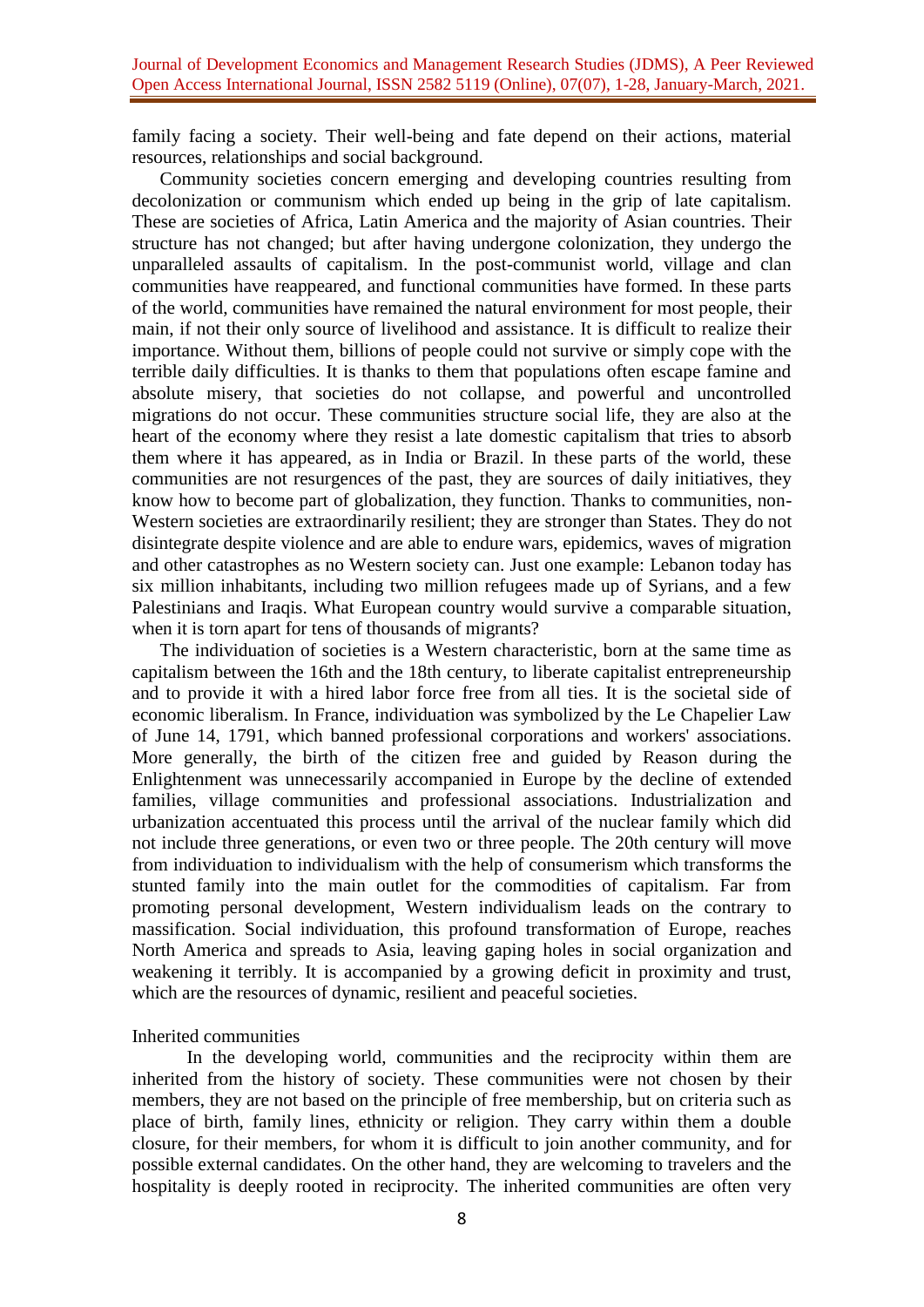family facing a society. Their well-being and fate depend on their actions, material resources, relationships and social background.

Community societies concern emerging and developing countries resulting from decolonization or communism which ended up being in the grip of late capitalism. These are societies of Africa, Latin America and the majority of Asian countries. Their structure has not changed; but after having undergone colonization, they undergo the unparalleled assaults of capitalism. In the post-communist world, village and clan communities have reappeared, and functional communities have formed. In these parts of the world, communities have remained the natural environment for most people, their main, if not their only source of livelihood and assistance. It is difficult to realize their importance. Without them, billions of people could not survive or simply cope with the terrible daily difficulties. It is thanks to them that populations often escape famine and absolute misery, that societies do not collapse, and powerful and uncontrolled migrations do not occur. These communities structure social life, they are also at the heart of the economy where they resist a late domestic capitalism that tries to absorb them where it has appeared, as in India or Brazil. In these parts of the world, these communities are not resurgences of the past, they are sources of daily initiatives, they know how to become part of globalization, they function. Thanks to communities, non-Western societies are extraordinarily resilient; they are stronger than States. They do not disintegrate despite violence and are able to endure wars, epidemics, waves of migration and other catastrophes as no Western society can. Just one example: Lebanon today has six million inhabitants, including two million refugees made up of Syrians, and a few Palestinians and Iraqis. What European country would survive a comparable situation, when it is torn apart for tens of thousands of migrants?

The individuation of societies is a Western characteristic, born at the same time as capitalism between the 16th and the 18th century, to liberate capitalist entrepreneurship and to provide it with a hired labor force free from all ties. It is the societal side of economic liberalism. In France, individuation was symbolized by the Le Chapelier Law of June 14, 1791, which banned professional corporations and workers' associations. More generally, the birth of the citizen free and guided by Reason during the Enlightenment was unnecessarily accompanied in Europe by the decline of extended families, village communities and professional associations. Industrialization and urbanization accentuated this process until the arrival of the nuclear family which did not include three generations, or even two or three people. The 20th century will move from individuation to individualism with the help of consumerism which transforms the stunted family into the main outlet for the commodities of capitalism. Far from promoting personal development, Western individualism leads on the contrary to massification. Social individuation, this profound transformation of Europe, reaches North America and spreads to Asia, leaving gaping holes in social organization and weakening it terribly. It is accompanied by a growing deficit in proximity and trust, which are the resources of dynamic, resilient and peaceful societies.

Inherited communities

In the developing world, communities and the reciprocity within them are inherited from the history of society. These communities were not chosen by their members, they are not based on the principle of free membership, but on criteria such as place of birth, family lines, ethnicity or religion. They carry within them a double closure, for their members, for whom it is difficult to join another community, and for possible external candidates. On the other hand, they are welcoming to travelers and the hospitality is deeply rooted in reciprocity. The inherited communities are often very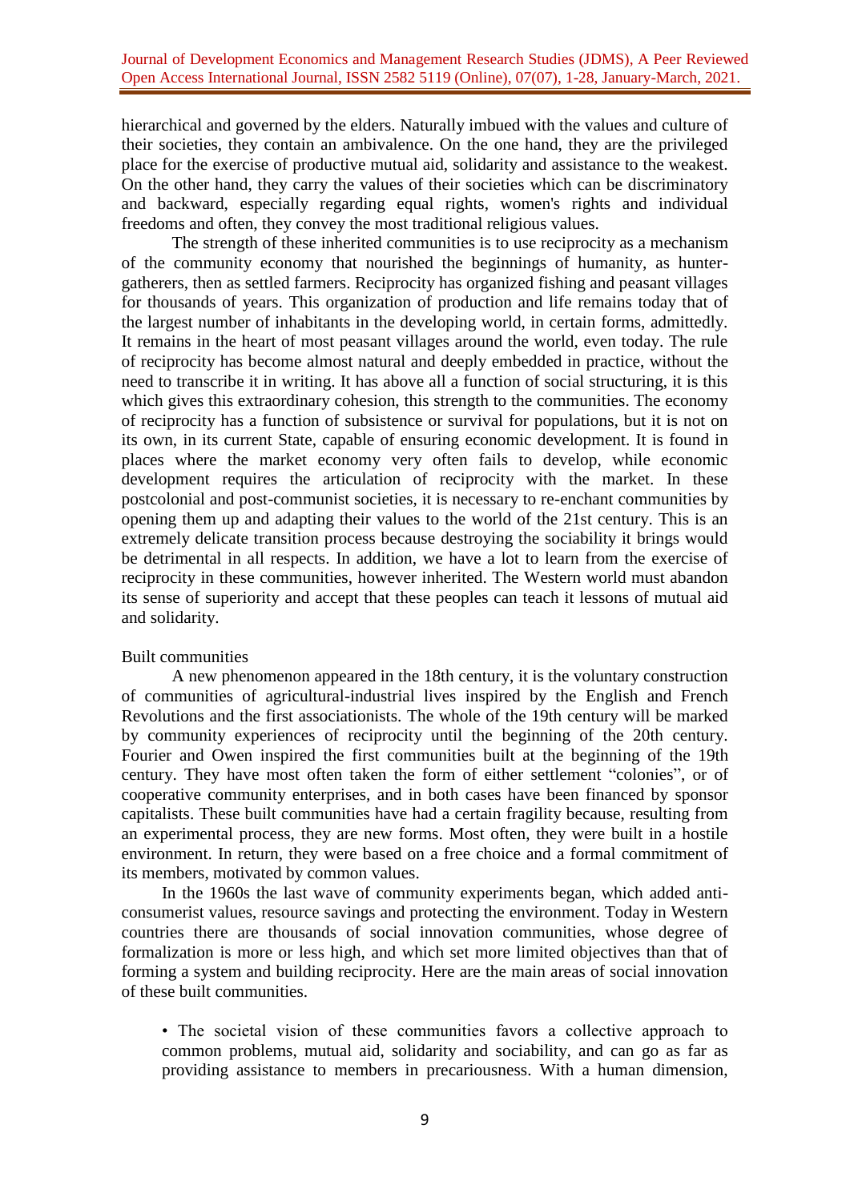hierarchical and governed by the elders. Naturally imbued with the values and culture of their societies, they contain an ambivalence. On the one hand, they are the privileged place for the exercise of productive mutual aid, solidarity and assistance to the weakest. On the other hand, they carry the values of their societies which can be discriminatory and backward, especially regarding equal rights, women's rights and individual freedoms and often, they convey the most traditional religious values.

The strength of these inherited communities is to use reciprocity as a mechanism of the community economy that nourished the beginnings of humanity, as hunter-gatherers, then as settled farmers. Reciprocity has organized fishing and peasant villages for thousands of years. This organization of production and life remains today that of the largest number of inhabitants in the developing world, in certain forms, admittedly. It remains in the heart of most peasant villages around the world, even today. The rule of reciprocity has become almost natural and deeply embedded in practice, without the need to transcribe it in writing. It has above all a function of social structuring, it is this which gives this extraordinary cohesion, this strength to the communities. The economy of reciprocity has a function of subsistence or survival for populations, but it is not on its own, in its current State, capable of ensuring economic development. It is found in places where the market economy very often fails to develop, while economic development requires the articulation of reciprocity with the market. In these postcolonial and post-communist societies, it is necessary to re-enchant communities by opening them up and adapting their values to the world of the 21st century. This is an extremely delicate transition process because destroying the sociability it brings would be detrimental in all respects. In addition, we have a lot to learn from the exercise of reciprocity in these communities, however inherited. The Western world must abandon its sense of superiority and accept that these peoples can teach it lessons of mutual aid and solidarity.

Built communities

A new phenomenon appeared in the 18th century, it is the voluntary construction of communities of agricultural-industrial lives inspired by the English and French Revolutions and the first associationists. The whole of the 19th century will be marked by community experiences of reciprocity until the beginning of the 20th century. Fourier and Owen inspired the first communities built at the beginning of the 19th century. They have most often taken the form of either settlement "colonies", or of cooperative community enterprises, and in both cases have been financed by sponsor capitalists. These built communities have had a certain fragility because, resulting from an experimental process, they are new forms. Most often, they were built in a hostile environment. In return, they were based on a free choice and a formal commitment of its members, motivated by common values.

In the 1960s the last wave of community experiments began, which added anti-consumerist values, resource savings and protecting the environment. Today in Western countries there are thousands of social innovation communities, whose degree of formalization is more or less high, and which set more limited objectives than that of forming a system and building reciprocity. Here are the main areas of social innovation of these built communities.

- The societal vision of these communities favors a collective approach to common problems, mutual aid, solidarity and sociability, and can go as far as providing assistance to members in precariousness. With a human dimension,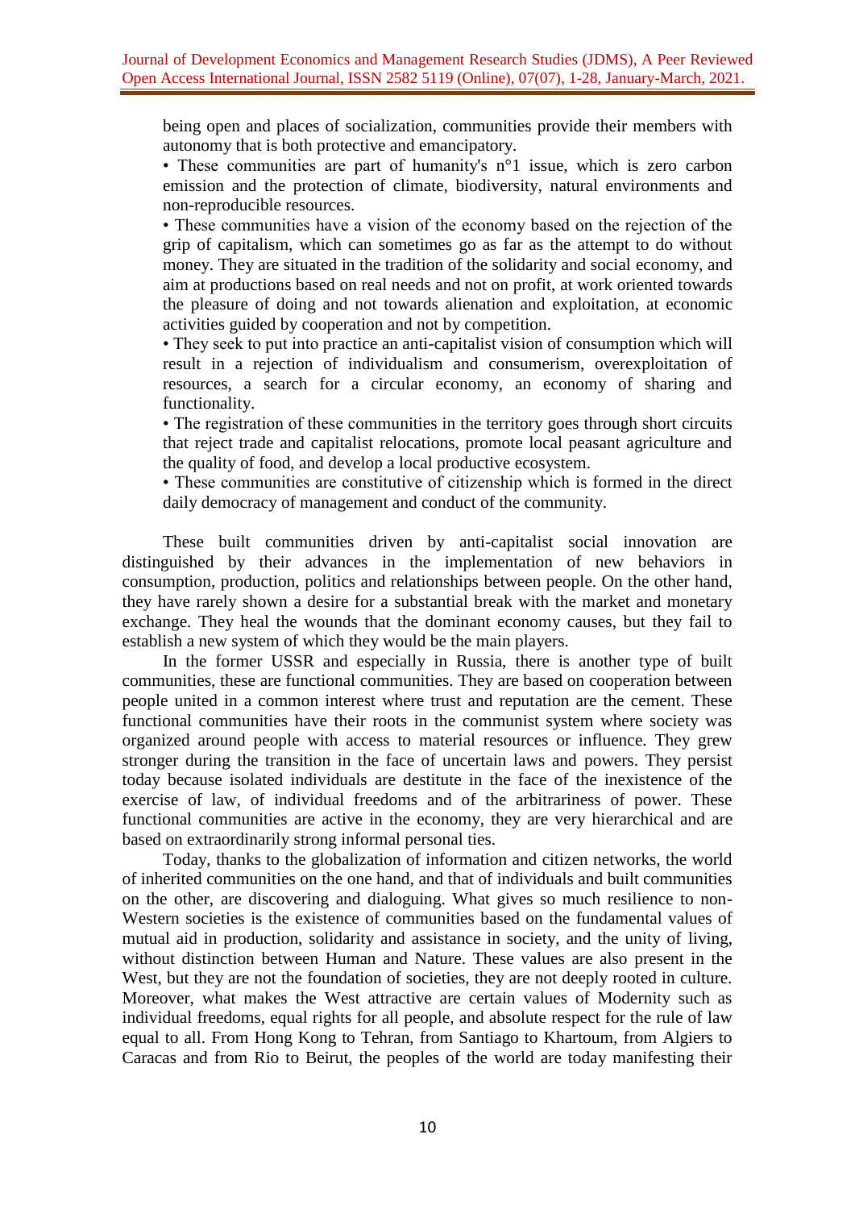being open and places of socialization, communities provide their members with autonomy that is both protective and emancipatory.

• These communities are part of humanity's n°1 issue, which is zero carbon emission and the protection of climate, biodiversity, natural environments and non-reproducible resources.

• These communities have a vision of the economy based on the rejection of the grip of capitalism, which can sometimes go as far as the attempt to do without money. They are situated in the tradition of the solidarity and social economy, and aim at productions based on real needs and not on profit, at work oriented towards the pleasure of doing and not towards alienation and exploitation, at economic activities guided by cooperation and not by competition.

• They seek to put into practice an anti-capitalist vision of consumption which will result in a rejection of individualism and consumerism, overexploitation of resources, a search for a circular economy, an economy of sharing and functionality.

• The registration of these communities in the territory goes through short circuits that reject trade and capitalist relocations, promote local peasant agriculture and the quality of food, and develop a local productive ecosystem.

• These communities are constitutive of citizenship which is formed in the direct daily democracy of management and conduct of the community.

These built communities driven by anti-capitalist social innovation are distinguished by their advances in the implementation of new behaviors in consumption, production, politics and relationships between people. On the other hand, they have rarely shown a desire for a substantial break with the market and monetary exchange. They heal the wounds that the dominant economy causes, but they fail to establish a new system of which they would be the main players.

In the former USSR and especially in Russia, there is another type of built communities, these are functional communities. They are based on cooperation between people united in a common interest where trust and reputation are the cement. These functional communities have their roots in the communist system where society was organized around people with access to material resources or influence. They grew stronger during the transition in the face of uncertain laws and powers. They persist today because isolated individuals are destitute in the face of the inexistence of the exercise of law, of individual freedoms and of the arbitrariness of power. These functional communities are active in the economy, they are very hierarchical and are based on extraordinarily strong informal personal ties.

Today, thanks to the globalization of information and citizen networks, the world of inherited communities on the one hand, and that of individuals and built communities on the other, are discovering and dialoguing. What gives so much resilience to non-Western societies is the existence of communities based on the fundamental values of mutual aid in production, solidarity and assistance in society, and the unity of living, without distinction between Human and Nature. These values are also present in the West, but they are not the foundation of societies, they are not deeply rooted in culture. Moreover, what makes the West attractive are certain values of Modernity such as individual freedoms, equal rights for all people, and absolute respect for the rule of law equal to all. From Hong Kong to Tehran, from Santiago to Khartoum, from Algiers to Caracas and from Rio to Beirut, the peoples of the world are today manifesting their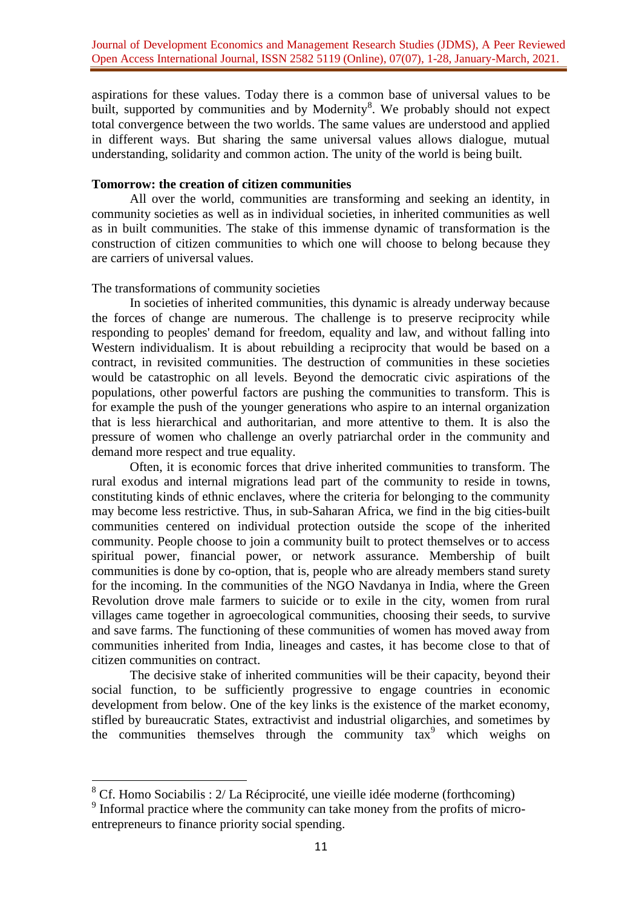aspirations for these values. Today there is a common base of universal values to be built, supported by communities and by Modernity[8]. We probably should not expect total convergence between the two worlds. The same values are understood and applied in different ways. But sharing the same universal values allows dialogue, mutual understanding, solidarity and common action. The unity of the world is being built.

**Tomorrow: the creation of citizen communities**

All over the world, communities are transforming and seeking an identity, in community societies as well as in individual societies, in inherited communities as well as in built communities. The stake of this immense dynamic of transformation is the construction of citizen communities to which one will choose to belong because they are carriers of universal values.

The transformations of community societies

In societies of inherited communities, this dynamic is already underway because the forces of change are numerous. The challenge is to preserve reciprocity while responding to peoples' demand for freedom, equality and law, and without falling into Western individualism. It is about rebuilding a reciprocity that would be based on a contract, in revisited communities. The destruction of communities in these societies would be catastrophic on all levels. Beyond the democratic civic aspirations of the populations, other powerful factors are pushing the communities to transform. This is for example the push of the younger generations who aspire to an internal organization that is less hierarchical and authoritarian, and more attentive to them. It is also the pressure of women who challenge an overly patriarchal order in the community and demand more respect and true equality.

Often, it is economic forces that drive inherited communities to transform. The rural exodus and internal migrations lead part of the community to reside in towns, constituting kinds of ethnic enclaves, where the criteria for belonging to the community may become less restrictive. Thus, in sub-Saharan Africa, we find in the big cities-built communities centered on individual protection outside the scope of the inherited community. People choose to join a community built to protect themselves or to access spiritual power, financial power, or network assurance. Membership of built communities is done by co-option, that is, people who are already members stand surety for the incoming. In the communities of the NGO Navdanya in India, where the Green Revolution drove male farmers to suicide or to exile in the city, women from rural villages came together in agroecological communities, choosing their seeds, to survive and save farms. The functioning of these communities of women has moved away from communities inherited from India, lineages and castes, it has become close to that of citizen communities on contract.

The decisive stake of inherited communities will be their capacity, beyond their social function, to be sufficiently progressive to engage countries in economic development from below. One of the key links is the existence of the market economy, stifled by bureaucratic States, extractivist and industrial oligarchies, and sometimes by the communities themselves through the community tax[9] which weighs on

---

[8] Cf. Homo Sociabilis : 2/ La Réciprocité, une vieille idée moderne (forthcoming)

[9] Informal practice where the community can take money from the profits of micro-entrepreneurs to finance priority social spending.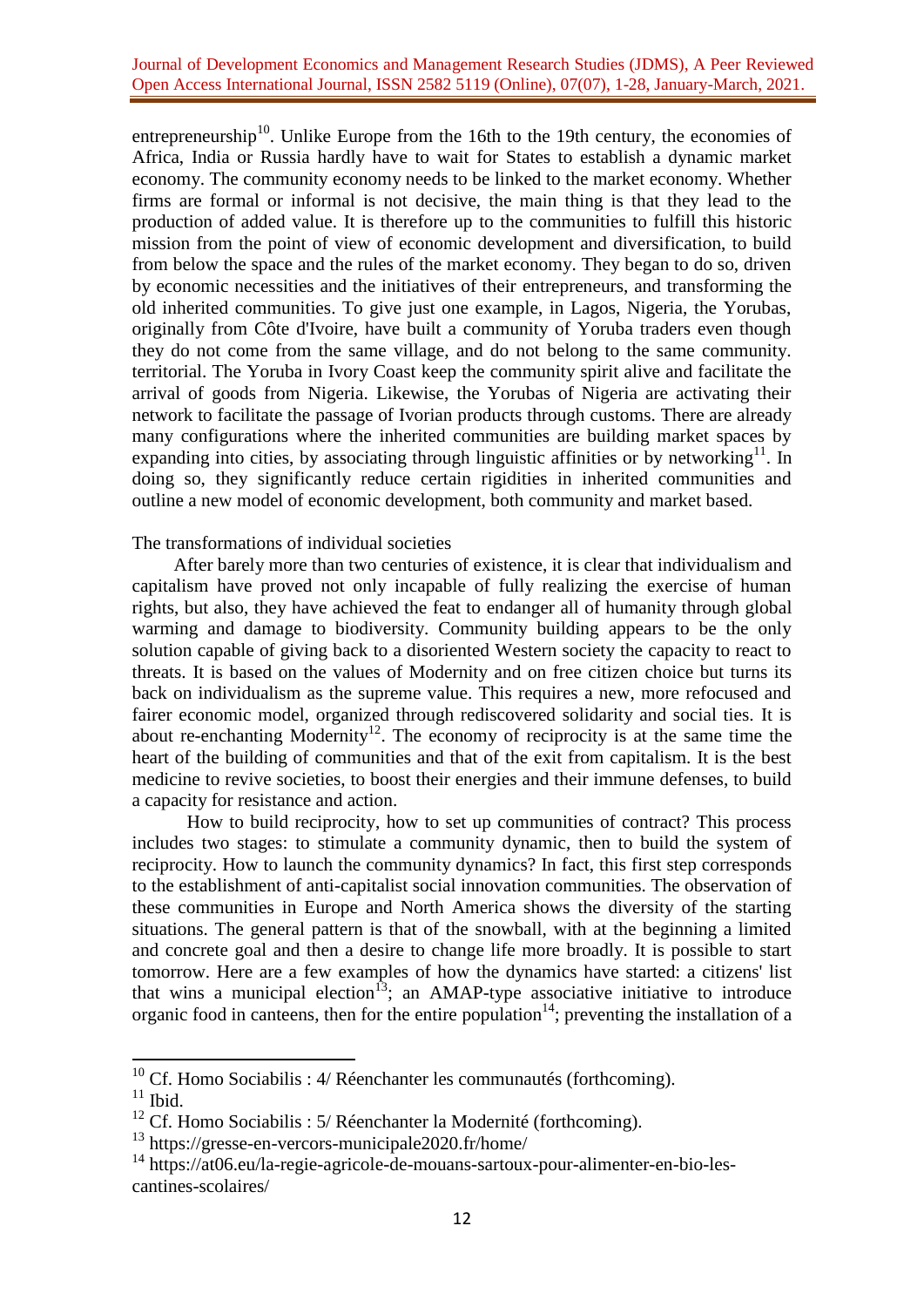entrepreneurship[10]. Unlike Europe from the 16th to the 19th century, the economies of Africa, India or Russia hardly have to wait for States to establish a dynamic market economy. The community economy needs to be linked to the market economy. Whether firms are formal or informal is not decisive, the main thing is that they lead to the production of added value. It is therefore up to the communities to fulfill this historic mission from the point of view of economic development and diversification, to build from below the space and the rules of the market economy. They began to do so, driven by economic necessities and the initiatives of their entrepreneurs, and transforming the old inherited communities. To give just one example, in Lagos, Nigeria, the Yorubas, originally from Côte d'Ivoire, have built a community of Yoruba traders even though they do not come from the same village, and do not belong to the same community. territorial. The Yoruba in Ivory Coast keep the community spirit alive and facilitate the arrival of goods from Nigeria. Likewise, the Yorubas of Nigeria are activating their network to facilitate the passage of Ivorian products through customs. There are already many configurations where the inherited communities are building market spaces by expanding into cities, by associating through linguistic affinities or by networking[11]. In doing so, they significantly reduce certain rigidities in inherited communities and outline a new model of economic development, both community and market based.

The transformations of individual societies

After barely more than two centuries of existence, it is clear that individualism and capitalism have proved not only incapable of fully realizing the exercise of human rights, but also, they have achieved the feat to endanger all of humanity through global warming and damage to biodiversity. Community building appears to be the only solution capable of giving back to a disoriented Western society the capacity to react to threats. It is based on the values of Modernity and on free citizen choice but turns its back on individualism as the supreme value. This requires a new, more refocused and fairer economic model, organized through rediscovered solidarity and social ties. It is about re-enchanting Modernity[12]. The economy of reciprocity is at the same time the heart of the building of communities and that of the exit from capitalism. It is the best medicine to revive societies, to boost their energies and their immune defenses, to build a capacity for resistance and action.

How to build reciprocity, how to set up communities of contract? This process includes two stages: to stimulate a community dynamic, then to build the system of reciprocity. How to launch the community dynamics? In fact, this first step corresponds to the establishment of anti-capitalist social innovation communities. The observation of these communities in Europe and North America shows the diversity of the starting situations. The general pattern is that of the snowball, with at the beginning a limited and concrete goal and then a desire to change life more broadly. It is possible to start tomorrow. Here are a few examples of how the dynamics have started: a citizens' list that wins a municipal election[13]; an AMAP-type associative initiative to introduce organic food in canteens, then for the entire population[14]; preventing the installation of a

---

[10] Cf. Homo Sociabilis : 4/ Réenchanter les communautés (forthcoming).

[11] Ibid.

[12] Cf. Homo Sociabilis : 5/ Réenchanter la Modernité (forthcoming).

[13] https://gresse-en-vercors-municipale2020.fr/home/

[14] https://at06.eu/la-regie-agricole-de-mouans-sartoux-pour-alimenter-en-bio-les-cantines-scolaires/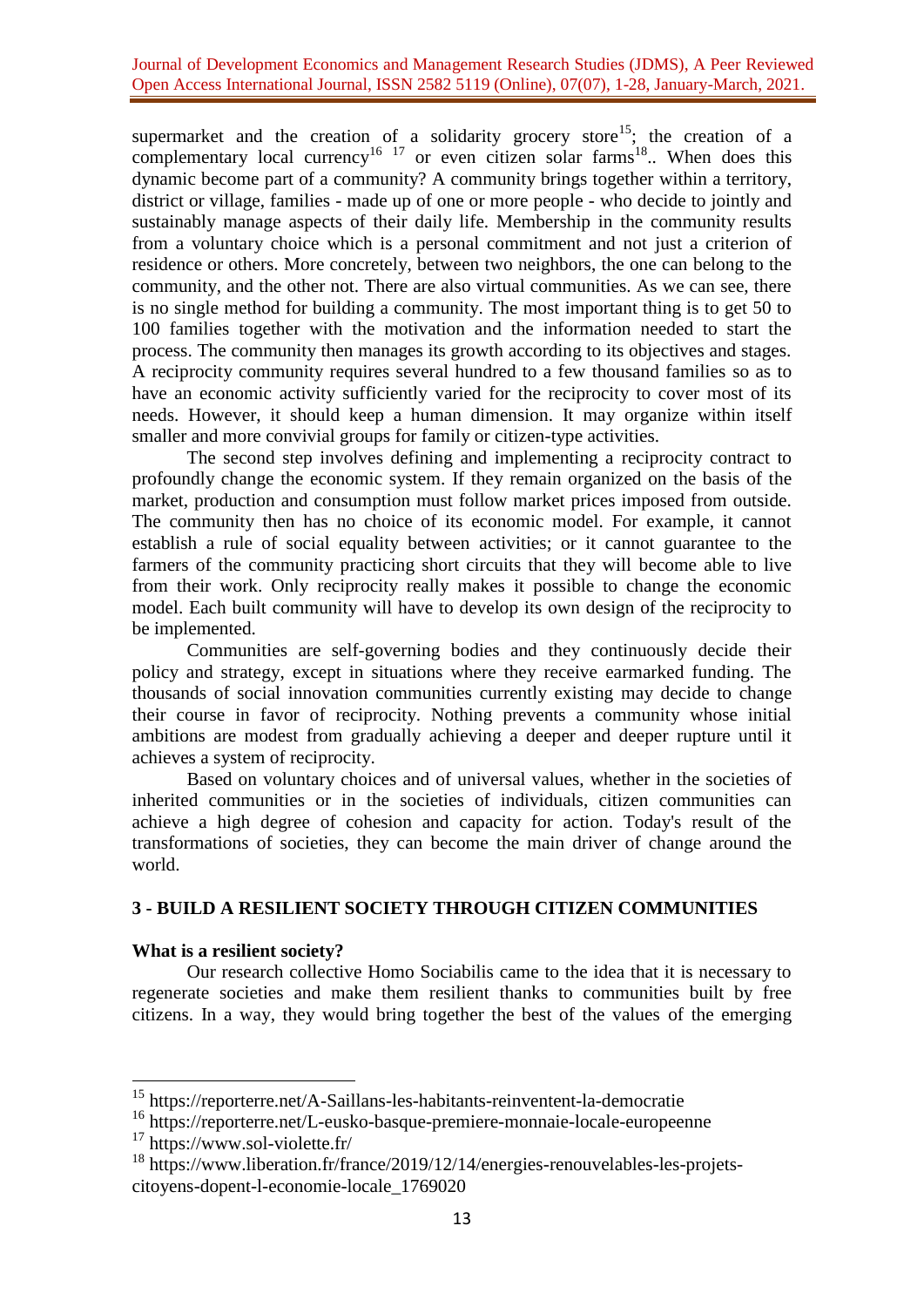supermarket and the creation of a solidarity grocery store[15]; the creation of a complementary local currency[16] [17] or even citizen solar farms[18].. When does this dynamic become part of a community? A community brings together within a territory, district or village, families - made up of one or more people - who decide to jointly and sustainably manage aspects of their daily life. Membership in the community results from a voluntary choice which is a personal commitment and not just a criterion of residence or others. More concretely, between two neighbors, the one can belong to the community, and the other not. There are also virtual communities. As we can see, there is no single method for building a community. The most important thing is to get 50 to 100 families together with the motivation and the information needed to start the process. The community then manages its growth according to its objectives and stages. A reciprocity community requires several hundred to a few thousand families so as to have an economic activity sufficiently varied for the reciprocity to cover most of its needs. However, it should keep a human dimension. It may organize within itself smaller and more convivial groups for family or citizen-type activities.

The second step involves defining and implementing a reciprocity contract to profoundly change the economic system. If they remain organized on the basis of the market, production and consumption must follow market prices imposed from outside. The community then has no choice of its economic model. For example, it cannot establish a rule of social equality between activities; or it cannot guarantee to the farmers of the community practicing short circuits that they will become able to live from their work. Only reciprocity really makes it possible to change the economic model. Each built community will have to develop its own design of the reciprocity to be implemented.

Communities are self-governing bodies and they continuously decide their policy and strategy, except in situations where they receive earmarked funding. The thousands of social innovation communities currently existing may decide to change their course in favor of reciprocity. Nothing prevents a community whose initial ambitions are modest from gradually achieving a deeper and deeper rupture until it achieves a system of reciprocity.

Based on voluntary choices and of universal values, whether in the societies of inherited communities or in the societies of individuals, citizen communities can achieve a high degree of cohesion and capacity for action. Today's result of the transformations of societies, they can become the main driver of change around the world.

## 3 - BUILD A RESILIENT SOCIETY THROUGH CITIZEN COMMUNITIES

**What is a resilient society?**

Our research collective Homo Sociabilis came to the idea that it is necessary to regenerate societies and make them resilient thanks to communities built by free citizens. In a way, they would bring together the best of the values of the emerging

---

[15] https://reporterre.net/A-Saillans-les-habitants-reinventent-la-democratie

[16] https://reporterre.net/L-eusko-basque-premiere-monnaie-locale-europeenne

[17] https://www.sol-violette.fr/

[18] https://www.liberation.fr/france/2019/12/14/energies-renouvelables-les-projets-citoyens-dopent-l-economie-locale_1769020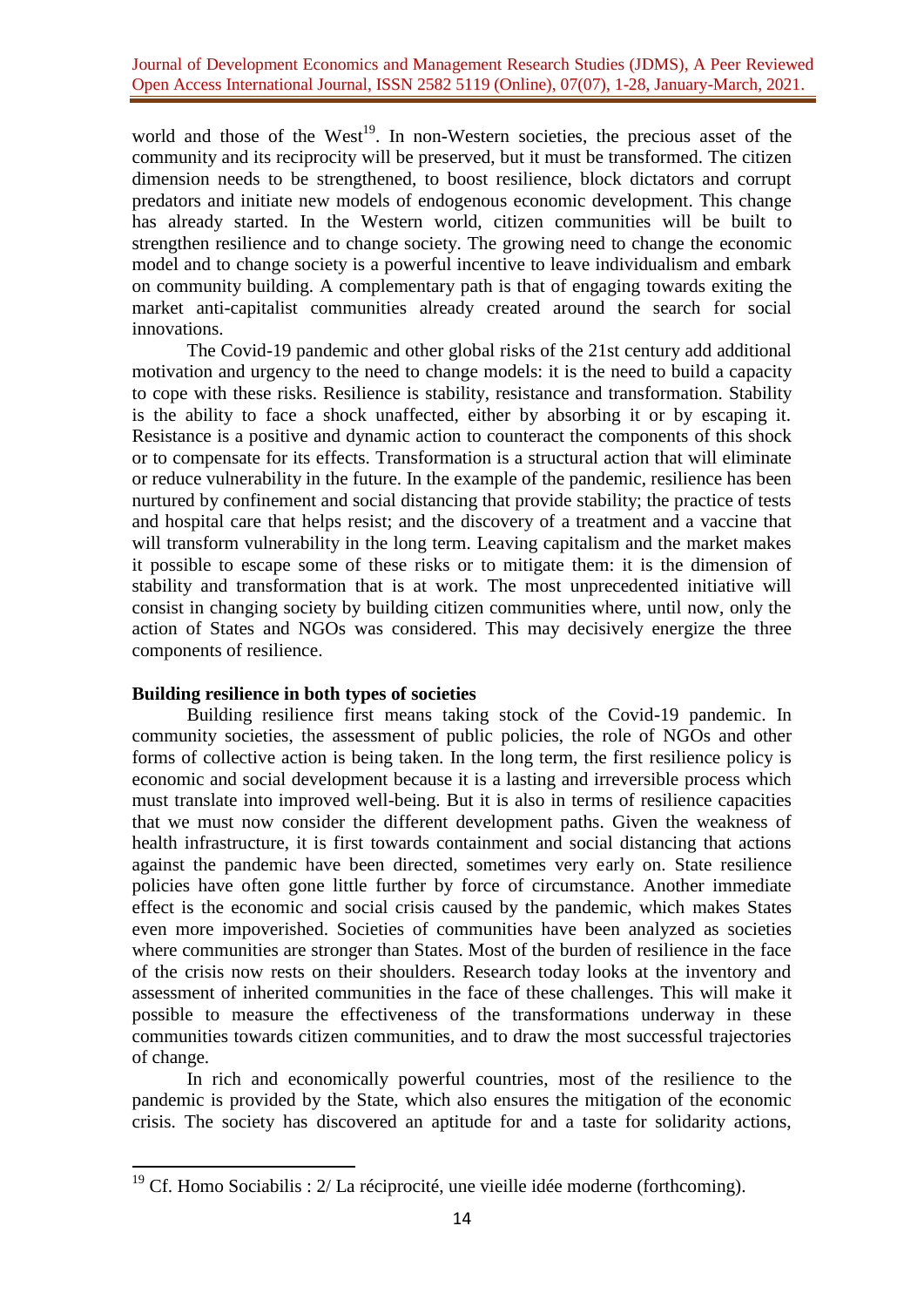world and those of the West[19]. In non-Western societies, the precious asset of the community and its reciprocity will be preserved, but it must be transformed. The citizen dimension needs to be strengthened, to boost resilience, block dictators and corrupt predators and initiate new models of endogenous economic development. This change has already started. In the Western world, citizen communities will be built to strengthen resilience and to change society. The growing need to change the economic model and to change society is a powerful incentive to leave individualism and embark on community building. A complementary path is that of engaging towards exiting the market anti-capitalist communities already created around the search for social innovations.

The Covid-19 pandemic and other global risks of the 21st century add additional motivation and urgency to the need to change models: it is the need to build a capacity to cope with these risks. Resilience is stability, resistance and transformation. Stability is the ability to face a shock unaffected, either by absorbing it or by escaping it. Resistance is a positive and dynamic action to counteract the components of this shock or to compensate for its effects. Transformation is a structural action that will eliminate or reduce vulnerability in the future. In the example of the pandemic, resilience has been nurtured by confinement and social distancing that provide stability; the practice of tests and hospital care that helps resist; and the discovery of a treatment and a vaccine that will transform vulnerability in the long term. Leaving capitalism and the market makes it possible to escape some of these risks or to mitigate them: it is the dimension of stability and transformation that is at work. The most unprecedented initiative will consist in changing society by building citizen communities where, until now, only the action of States and NGOs was considered. This may decisively energize the three components of resilience.

**Building resilience in both types of societies**

Building resilience first means taking stock of the Covid-19 pandemic. In community societies, the assessment of public policies, the role of NGOs and other forms of collective action is being taken. In the long term, the first resilience policy is economic and social development because it is a lasting and irreversible process which must translate into improved well-being. But it is also in terms of resilience capacities that we must now consider the different development paths. Given the weakness of health infrastructure, it is first towards containment and social distancing that actions against the pandemic have been directed, sometimes very early on. State resilience policies have often gone little further by force of circumstance. Another immediate effect is the economic and social crisis caused by the pandemic, which makes States even more impoverished. Societies of communities have been analyzed as societies where communities are stronger than States. Most of the burden of resilience in the face of the crisis now rests on their shoulders. Research today looks at the inventory and assessment of inherited communities in the face of these challenges. This will make it possible to measure the effectiveness of the transformations underway in these communities towards citizen communities, and to draw the most successful trajectories of change.

In rich and economically powerful countries, most of the resilience to the pandemic is provided by the State, which also ensures the mitigation of the economic crisis. The society has discovered an aptitude for and a taste for solidarity actions,

[19] Cf. Homo Sociabilis : 2/ La réciprocité, une vieille idée moderne (forthcoming).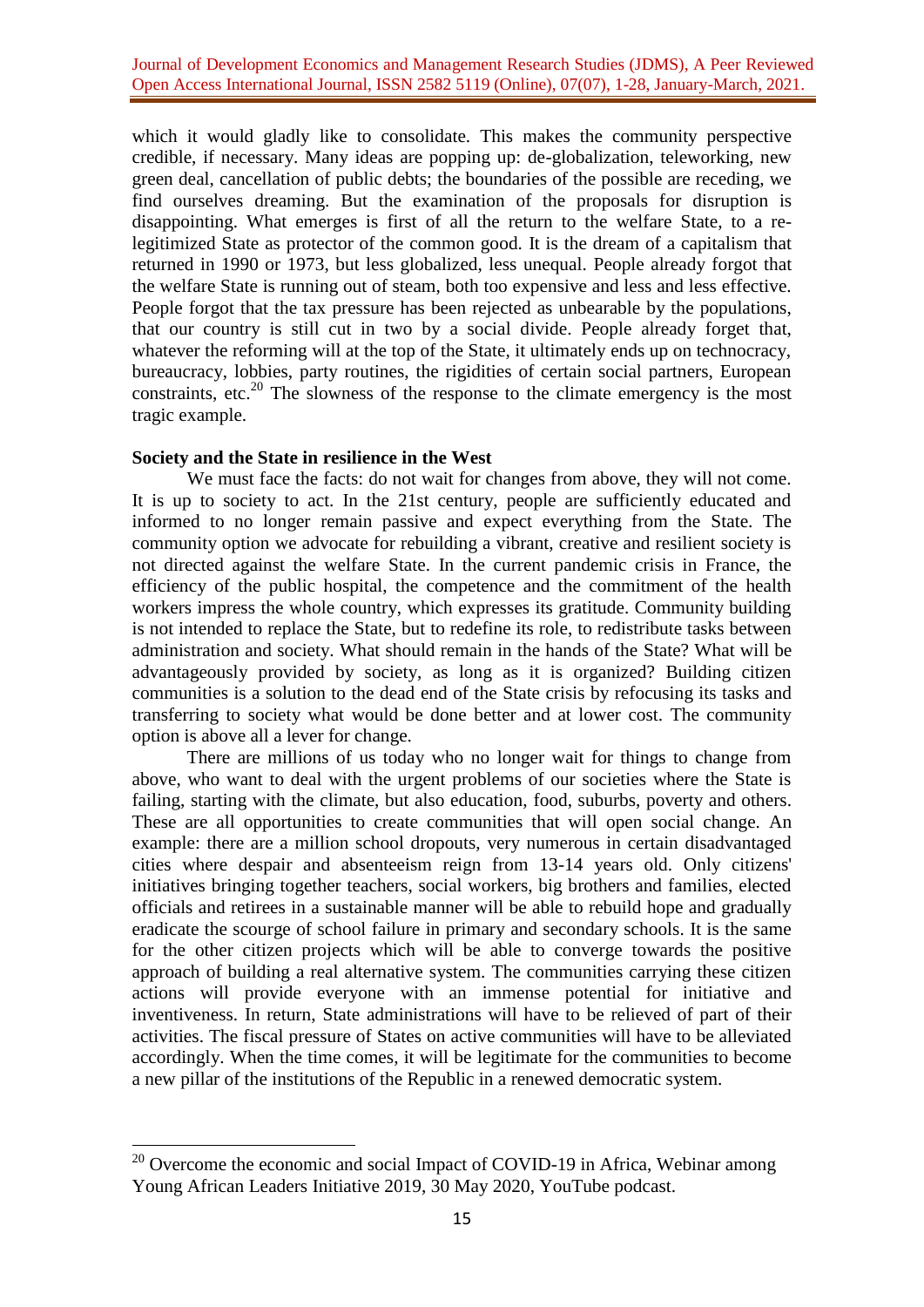which it would gladly like to consolidate. This makes the community perspective credible, if necessary. Many ideas are popping up: de-globalization, teleworking, new green deal, cancellation of public debts; the boundaries of the possible are receding, we find ourselves dreaming. But the examination of the proposals for disruption is disappointing. What emerges is first of all the return to the welfare State, to a re-legitimized State as protector of the common good. It is the dream of a capitalism that returned in 1990 or 1973, but less globalized, less unequal. People already forgot that the welfare State is running out of steam, both too expensive and less and less effective. People forgot that the tax pressure has been rejected as unbearable by the populations, that our country is still cut in two by a social divide. People already forget that, whatever the reforming will at the top of the State, it ultimately ends up on technocracy, bureaucracy, lobbies, party routines, the rigidities of certain social partners, European constraints, etc.[20] The slowness of the response to the climate emergency is the most tragic example.

**Society and the State in resilience in the West**

We must face the facts: do not wait for changes from above, they will not come. It is up to society to act. In the 21st century, people are sufficiently educated and informed to no longer remain passive and expect everything from the State. The community option we advocate for rebuilding a vibrant, creative and resilient society is not directed against the welfare State. In the current pandemic crisis in France, the efficiency of the public hospital, the competence and the commitment of the health workers impress the whole country, which expresses its gratitude. Community building is not intended to replace the State, but to redefine its role, to redistribute tasks between administration and society. What should remain in the hands of the State? What will be advantageously provided by society, as long as it is organized? Building citizen communities is a solution to the dead end of the State crisis by refocusing its tasks and transferring to society what would be done better and at lower cost. The community option is above all a lever for change.

There are millions of us today who no longer wait for things to change from above, who want to deal with the urgent problems of our societies where the State is failing, starting with the climate, but also education, food, suburbs, poverty and others. These are all opportunities to create communities that will open social change. An example: there are a million school dropouts, very numerous in certain disadvantaged cities where despair and absenteeism reign from 13-14 years old. Only citizens' initiatives bringing together teachers, social workers, big brothers and families, elected officials and retirees in a sustainable manner will be able to rebuild hope and gradually eradicate the scourge of school failure in primary and secondary schools. It is the same for the other citizen projects which will be able to converge towards the positive approach of building a real alternative system. The communities carrying these citizen actions will provide everyone with an immense potential for initiative and inventiveness. In return, State administrations will have to be relieved of part of their activities. The fiscal pressure of States on active communities will have to be alleviated accordingly. When the time comes, it will be legitimate for the communities to become a new pillar of the institutions of the Republic in a renewed democratic system.

---

[20] Overcome the economic and social Impact of COVID-19 in Africa, Webinar among Young African Leaders Initiative 2019, 30 May 2020, YouTube podcast.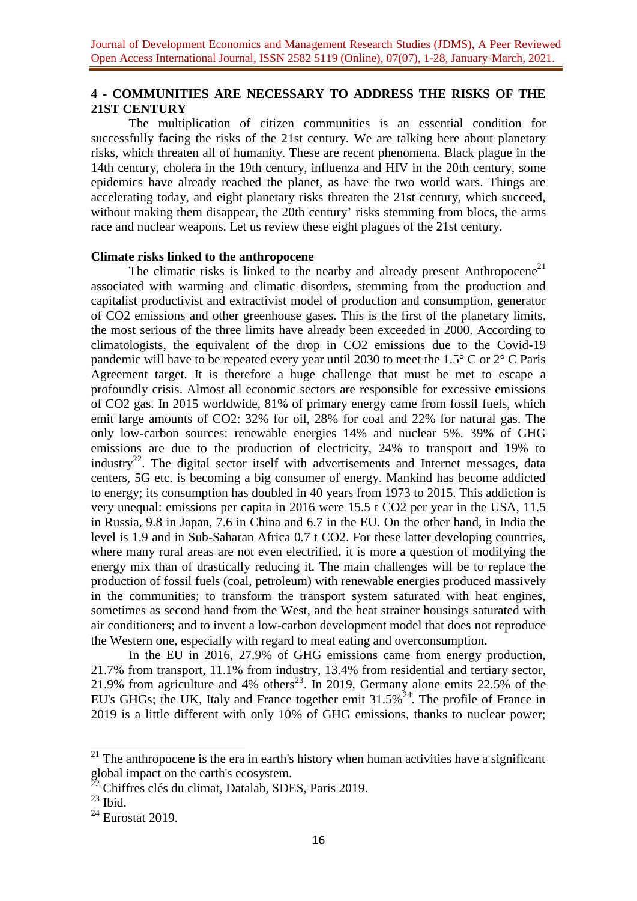## 4 - COMMUNITIES ARE NECESSARY TO ADDRESS THE RISKS OF THE 21ST CENTURY

The multiplication of citizen communities is an essential condition for successfully facing the risks of the 21st century. We are talking here about planetary risks, which threaten all of humanity. These are recent phenomena. Black plague in the 14th century, cholera in the 19th century, influenza and HIV in the 20th century, some epidemics have already reached the planet, as have the two world wars. Things are accelerating today, and eight planetary risks threaten the 21st century, which succeed, without making them disappear, the 20th century' risks stemming from blocs, the arms race and nuclear weapons. Let us review these eight plagues of the 21st century.

### Climate risks linked to the anthropocene

The climatic risks is linked to the nearby and already present Anthropocene[21] associated with warming and climatic disorders, stemming from the production and capitalist productivist and extractivist model of production and consumption, generator of $CO_2$ emissions and other greenhouse gases. This is the first of the planetary limits, the most serious of the three limits have already been exceeded in 2000. According to climatologists, the equivalent of the drop in $CO_2$ emissions due to the Covid-19 pandemic will have to be repeated every year until 2030 to meet the 1.5° C or 2° C Paris Agreement target. It is therefore a huge challenge that must be met to escape a profoundly crisis. Almost all economic sectors are responsible for excessive emissions of $CO_2$ gas. In 2015 worldwide, 81% of primary energy came from fossil fuels, which emit large amounts of $CO_2$: 32% for oil, 28% for coal and 22% for natural gas. The only low-carbon sources: renewable energies 14% and nuclear 5%. 39% of GHG emissions are due to the production of electricity, 24% to transport and 19% to industry[22]. The digital sector itself with advertisements and Internet messages, data centers, 5G etc. is becoming a big consumer of energy. Mankind has become addicted to energy; its consumption has doubled in 40 years from 1973 to 2015. This addiction is very unequal: emissions per capita in 2016 were 15.5 t $CO_2$ per year in the USA, 11.5 in Russia, 9.8 in Japan, 7.6 in China and 6.7 in the EU. On the other hand, in India the level is 1.9 and in Sub-Saharan Africa 0.7 t $CO_2$. For these latter developing countries, where many rural areas are not even electrified, it is more a question of modifying the energy mix than of drastically reducing it. The main challenges will be to replace the production of fossil fuels (coal, petroleum) with renewable energies produced massively in the communities; to transform the transport system saturated with heat engines, sometimes as second hand from the West, and the heat strainer housings saturated with air conditioners; and to invent a low-carbon development model that does not reproduce the Western one, especially with regard to meat eating and overconsumption.

In the EU in 2016, 27.9% of GHG emissions came from energy production, 21.7% from transport, 11.1% from industry, 13.4% from residential and tertiary sector, 21.9% from agriculture and 4% others[23]. In 2019, Germany alone emits 22.5% of the EU's GHGs; the UK, Italy and France together emit 31.5%[24]. The profile of France in 2019 is a little different with only 10% of GHG emissions, thanks to nuclear power;

---

[21] The anthropocene is the era in earth's history when human activities have a significant global impact on the earth's ecosystem.

[22] Chiffres clés du climat, Datalab, SDES, Paris 2019.

[23] Ibid.

[24] Eurostat 2019.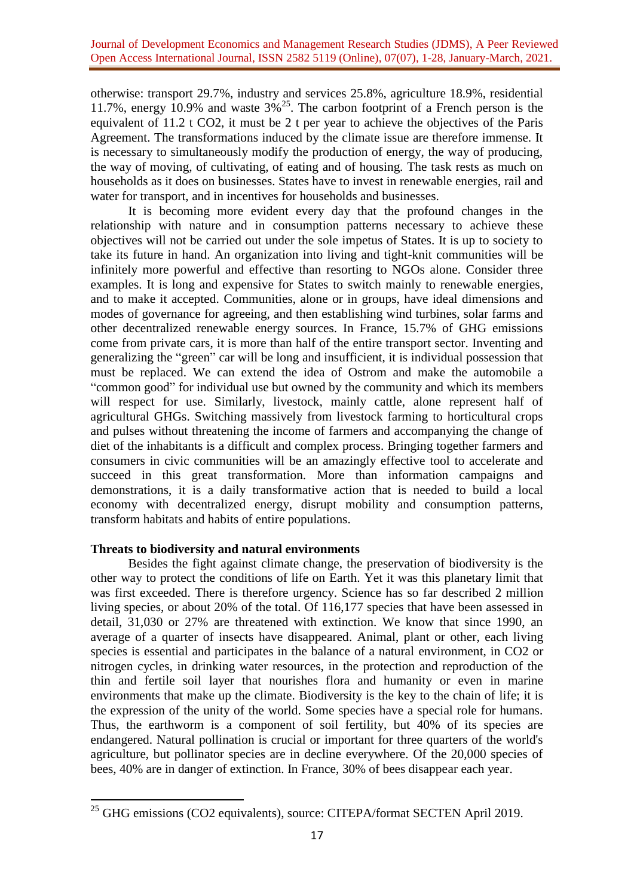otherwise: transport 29.7%, industry and services 25.8%, agriculture 18.9%, residential 11.7%, energy 10.9% and waste 3%[25]. The carbon footprint of a French person is the equivalent of 11.2 t $CO_2$, it must be 2 t per year to achieve the objectives of the Paris Agreement. The transformations induced by the climate issue are therefore immense. It is necessary to simultaneously modify the production of energy, the way of producing, the way of moving, of cultivating, of eating and of housing. The task rests as much on households as it does on businesses. States have to invest in renewable energies, rail and water for transport, and in incentives for households and businesses.

It is becoming more evident every day that the profound changes in the relationship with nature and in consumption patterns necessary to achieve these objectives will not be carried out under the sole impetus of States. It is up to society to take its future in hand. An organization into living and tight-knit communities will be infinitely more powerful and effective than resorting to NGOs alone. Consider three examples. It is long and expensive for States to switch mainly to renewable energies, and to make it accepted. Communities, alone or in groups, have ideal dimensions and modes of governance for agreeing, and then establishing wind turbines, solar farms and other decentralized renewable energy sources. In France, 15.7% of GHG emissions come from private cars, it is more than half of the entire transport sector. Inventing and generalizing the "green" car will be long and insufficient, it is individual possession that must be replaced. We can extend the idea of Ostrom and make the automobile a "common good" for individual use but owned by the community and which its members will respect for use. Similarly, livestock, mainly cattle, alone represent half of agricultural GHGs. Switching massively from livestock farming to horticultural crops and pulses without threatening the income of farmers and accompanying the change of diet of the inhabitants is a difficult and complex process. Bringing together farmers and consumers in civic communities will be an amazingly effective tool to accelerate and succeed in this great transformation. More than information campaigns and demonstrations, it is a daily transformative action that is needed to build a local economy with decentralized energy, disrupt mobility and consumption patterns, transform habitats and habits of entire populations.

**Threats to biodiversity and natural environments**

Besides the fight against climate change, the preservation of biodiversity is the other way to protect the conditions of life on Earth. Yet it was this planetary limit that was first exceeded. There is therefore urgency. Science has so far described 2 million living species, or about 20% of the total. Of 116,177 species that have been assessed in detail, 31,030 or 27% are threatened with extinction. We know that since 1990, an average of a quarter of insects have disappeared. Animal, plant or other, each living species is essential and participates in the balance of a natural environment, in $CO_2$ or nitrogen cycles, in drinking water resources, in the protection and reproduction of the thin and fertile soil layer that nourishes flora and humanity or even in marine environments that make up the climate. Biodiversity is the key to the chain of life; it is the expression of the unity of the world. Some species have a special role for humans. Thus, the earthworm is a component of soil fertility, but 40% of its species are endangered. Natural pollination is crucial or important for three quarters of the world's agriculture, but pollinator species are in decline everywhere. Of the 20,000 species of bees, 40% are in danger of extinction. In France, 30% of bees disappear each year.

[25] GHG emissions ($CO_2$ equivalents), source: CITEPA/format SECTEN April 2019.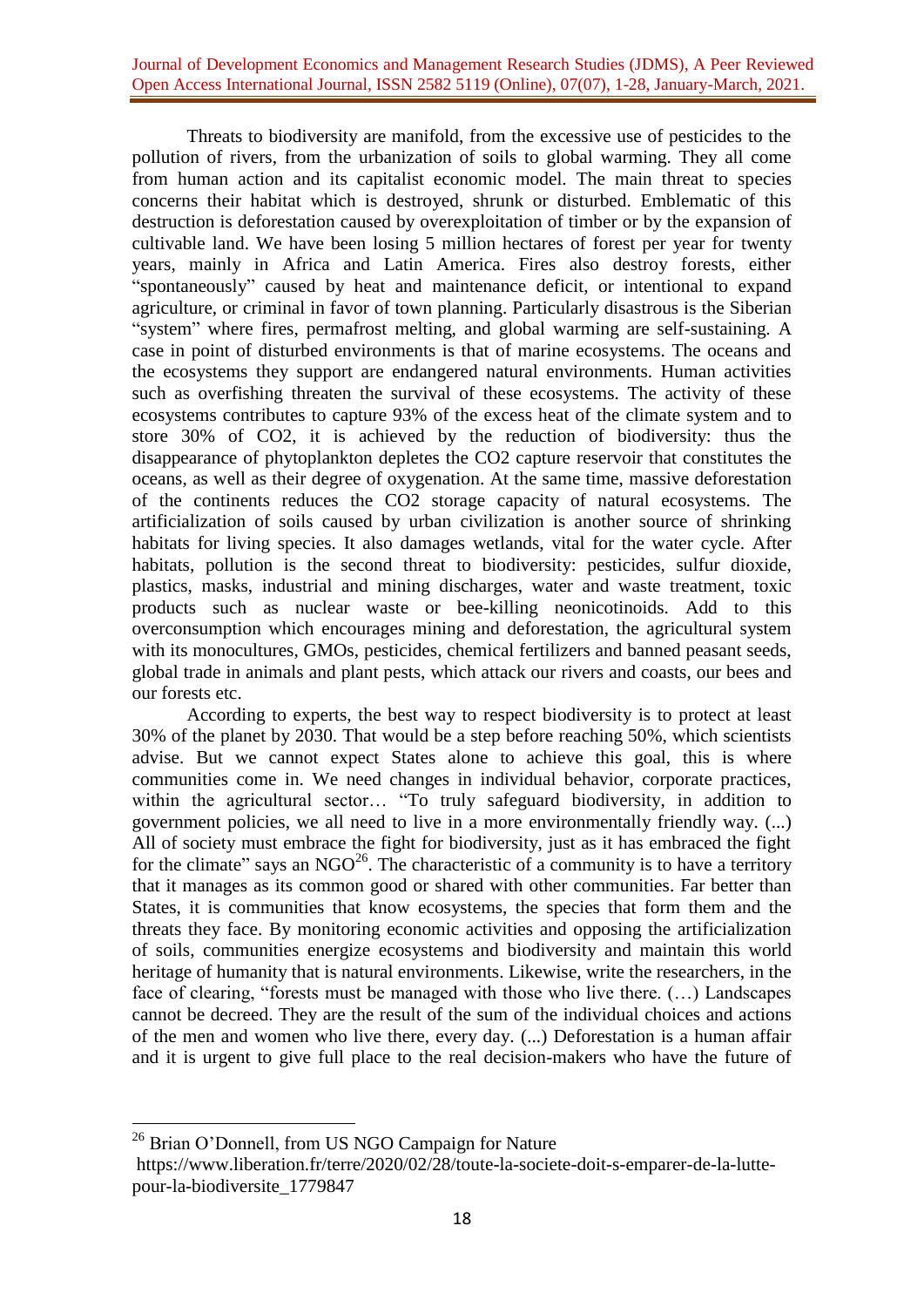Threats to biodiversity are manifold, from the excessive use of pesticides to the pollution of rivers, from the urbanization of soils to global warming. They all come from human action and its capitalist economic model. The main threat to species concerns their habitat which is destroyed, shrunk or disturbed. Emblematic of this destruction is deforestation caused by overexploitation of timber or by the expansion of cultivable land. We have been losing 5 million hectares of forest per year for twenty years, mainly in Africa and Latin America. Fires also destroy forests, either "spontaneously" caused by heat and maintenance deficit, or intentional to expand agriculture, or criminal in favor of town planning. Particularly disastrous is the Siberian "system" where fires, permafrost melting, and global warming are self-sustaining. A case in point of disturbed environments is that of marine ecosystems. The oceans and the ecosystems they support are endangered natural environments. Human activities such as overfishing threaten the survival of these ecosystems. The activity of these ecosystems contributes to capture 93% of the excess heat of the climate system and to store 30% of $CO_2$, it is achieved by the reduction of biodiversity: thus the disappearance of phytoplankton depletes the $CO_2$ capture reservoir that constitutes the oceans, as well as their degree of oxygenation. At the same time, massive deforestation of the continents reduces the $CO_2$ storage capacity of natural ecosystems. The artificialization of soils caused by urban civilization is another source of shrinking habitats for living species. It also damages wetlands, vital for the water cycle. After habitats, pollution is the second threat to biodiversity: pesticides, sulfur dioxide, plastics, masks, industrial and mining discharges, water and waste treatment, toxic products such as nuclear waste or bee-killing neonicotinoids. Add to this overconsumption which encourages mining and deforestation, the agricultural system with its monocultures, GMOs, pesticides, chemical fertilizers and banned peasant seeds, global trade in animals and plant pests, which attack our rivers and coasts, our bees and our forests etc.

According to experts, the best way to respect biodiversity is to protect at least 30% of the planet by 2030. That would be a step before reaching 50%, which scientists advise. But we cannot expect States alone to achieve this goal, this is where communities come in. We need changes in individual behavior, corporate practices, within the agricultural sector… "To truly safeguard biodiversity, in addition to government policies, we all need to live in a more environmentally friendly way. (...) All of society must embrace the fight for biodiversity, just as it has embraced the fight for the climate" says an NGO[26]. The characteristic of a community is to have a territory that it manages as its common good or shared with other communities. Far better than States, it is communities that know ecosystems, the species that form them and the threats they face. By monitoring economic activities and opposing the artificialization of soils, communities energize ecosystems and biodiversity and maintain this world heritage of humanity that is natural environments. Likewise, write the researchers, in the face of clearing, "forests must be managed with those who live there. (…) Landscapes cannot be decreed. They are the result of the sum of the individual choices and actions of the men and women who live there, every day. (...) Deforestation is a human affair and it is urgent to give full place to the real decision-makers who have the future of

---

[26] Brian O'Donnell, from US NGO Campaign for Nature https://www.liberation.fr/terre/2020/02/28/toute-la-societe-doit-s-emparer-de-la-lutte-pour-la-biodiversite_1779847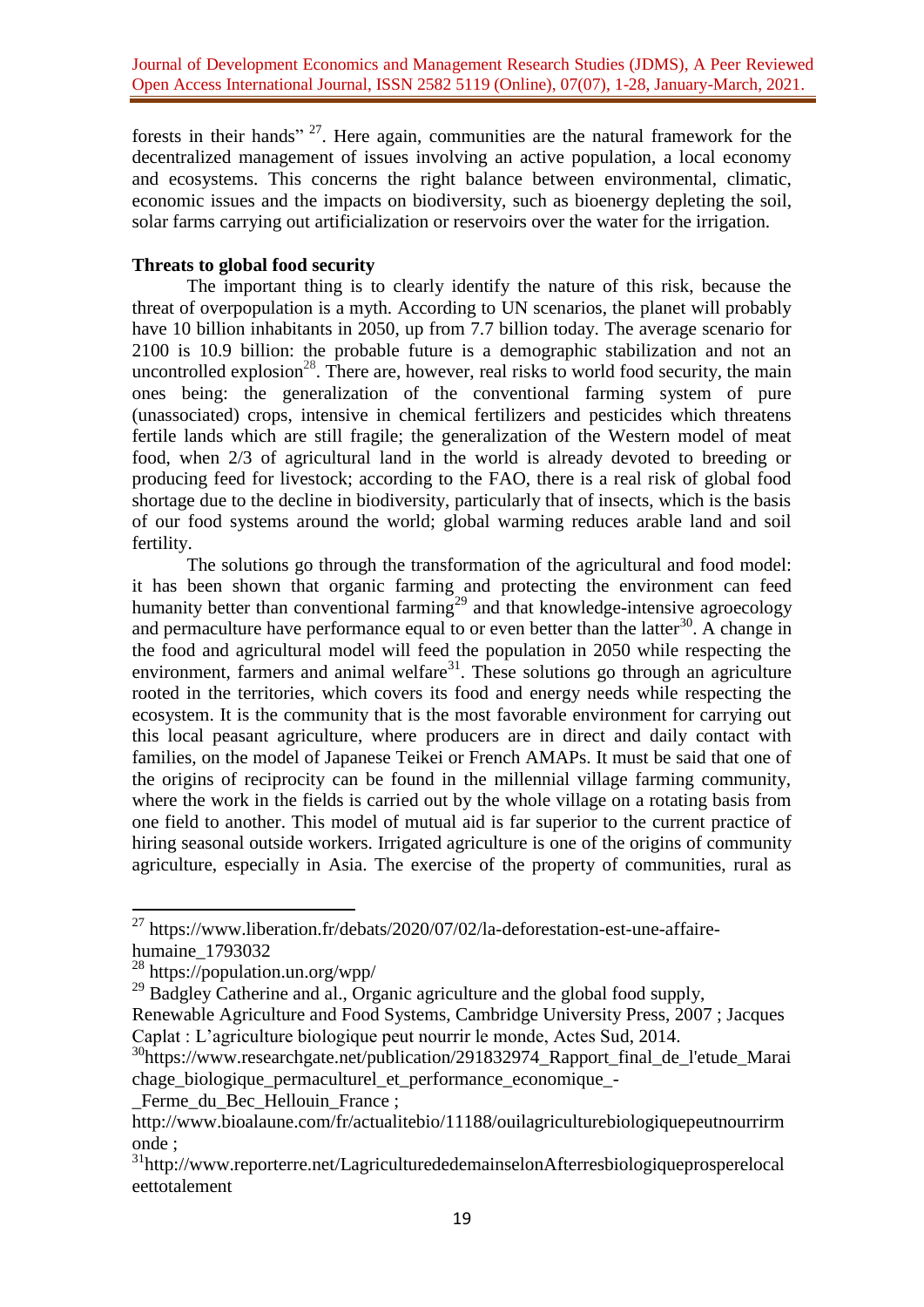forests in their hands" [27]. Here again, communities are the natural framework for the decentralized management of issues involving an active population, a local economy and ecosystems. This concerns the right balance between environmental, climatic, economic issues and the impacts on biodiversity, such as bioenergy depleting the soil, solar farms carrying out artificialization or reservoirs over the water for the irrigation.

**Threats to global food security**

The important thing is to clearly identify the nature of this risk, because the threat of overpopulation is a myth. According to UN scenarios, the planet will probably have 10 billion inhabitants in 2050, up from 7.7 billion today. The average scenario for 2100 is 10.9 billion: the probable future is a demographic stabilization and not an uncontrolled explosion[28]. There are, however, real risks to world food security, the main ones being: the generalization of the conventional farming system of pure (unassociated) crops, intensive in chemical fertilizers and pesticides which threatens fertile lands which are still fragile; the generalization of the Western model of meat food, when 2/3 of agricultural land in the world is already devoted to breeding or producing feed for livestock; according to the FAO, there is a real risk of global food shortage due to the decline in biodiversity, particularly that of insects, which is the basis of our food systems around the world; global warming reduces arable land and soil fertility.

The solutions go through the transformation of the agricultural and food model: it has been shown that organic farming and protecting the environment can feed humanity better than conventional farming[29] and that knowledge-intensive agroecology and permaculture have performance equal to or even better than the latter[30]. A change in the food and agricultural model will feed the population in 2050 while respecting the environment, farmers and animal welfare[31]. These solutions go through an agriculture rooted in the territories, which covers its food and energy needs while respecting the ecosystem. It is the community that is the most favorable environment for carrying out this local peasant agriculture, where producers are in direct and daily contact with families, on the model of Japanese Teikei or French AMAPs. It must be said that one of the origins of reciprocity can be found in the millennial village farming community, where the work in the fields is carried out by the whole village on a rotating basis from one field to another. This model of mutual aid is far superior to the current practice of hiring seasonal outside workers. Irrigated agriculture is one of the origins of community agriculture, especially in Asia. The exercise of the property of communities, rural as

---

[27] https://www.liberation.fr/debats/2020/07/02/la-deforestation-est-une-affaire-humaine_1793032

[28] https://population.un.org/wpp/

[29] Badgley Catherine and al., Organic agriculture and the global food supply, Renewable Agriculture and Food Systems, Cambridge University Press, 2007 ; Jacques Caplat : L'agriculture biologique peut nourrir le monde, Actes Sud, 2014.

[30] https://www.researchgate.net/publication/291832974_Rapport_final_de_l'etude_Maraichage_biologique_permaculturel_et_performance_economique_-_Ferme_du_Bec_Hellouin_France ; http://www.bioalaune.com/fr/actualitebio/11188/ouilagriculturebiologiquepeutnourrirmonde ;

[31] http://www.reporterre.net/LagriculturededemainselonAfterresbiologiqueprosperelocaleettotalement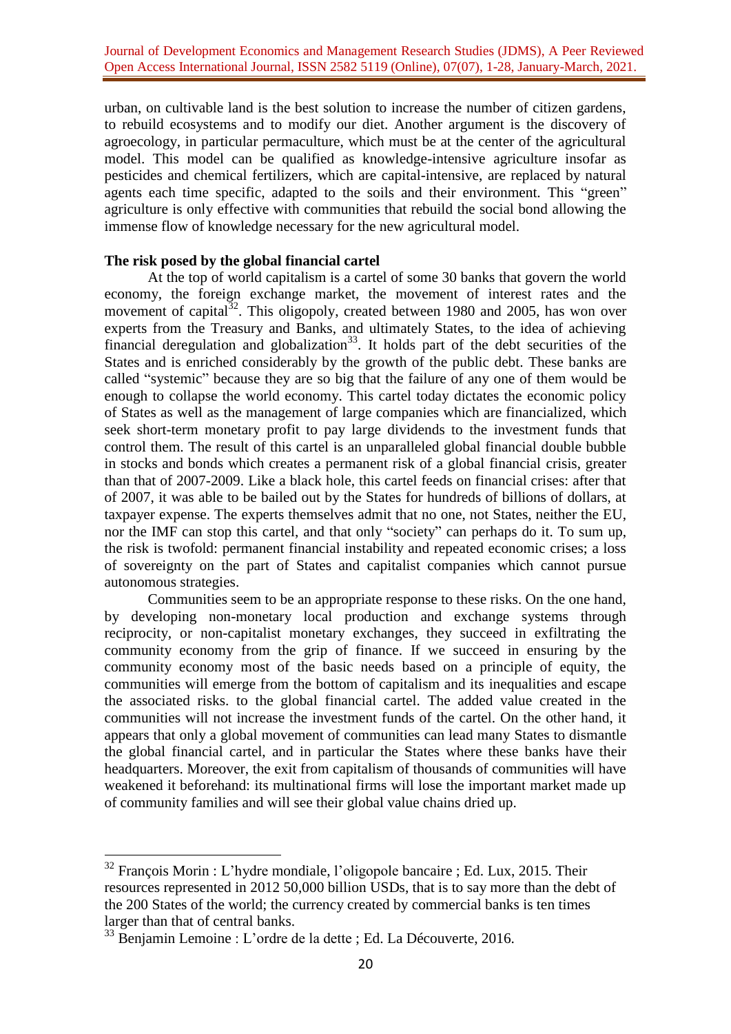urban, on cultivable land is the best solution to increase the number of citizen gardens, to rebuild ecosystems and to modify our diet. Another argument is the discovery of agroecology, in particular permaculture, which must be at the center of the agricultural model. This model can be qualified as knowledge-intensive agriculture insofar as pesticides and chemical fertilizers, which are capital-intensive, are replaced by natural agents each time specific, adapted to the soils and their environment. This "green" agriculture is only effective with communities that rebuild the social bond allowing the immense flow of knowledge necessary for the new agricultural model.

**The risk posed by the global financial cartel**

At the top of world capitalism is a cartel of some 30 banks that govern the world economy, the foreign exchange market, the movement of interest rates and the movement of capital[32]. This oligopoly, created between 1980 and 2005, has won over experts from the Treasury and Banks, and ultimately States, to the idea of achieving financial deregulation and globalization[33]. It holds part of the debt securities of the States and is enriched considerably by the growth of the public debt. These banks are called "systemic" because they are so big that the failure of any one of them would be enough to collapse the world economy. This cartel today dictates the economic policy of States as well as the management of large companies which are financialized, which seek short-term monetary profit to pay large dividends to the investment funds that control them. The result of this cartel is an unparalleled global financial double bubble in stocks and bonds which creates a permanent risk of a global financial crisis, greater than that of 2007-2009. Like a black hole, this cartel feeds on financial crises: after that of 2007, it was able to be bailed out by the States for hundreds of billions of dollars, at taxpayer expense. The experts themselves admit that no one, not States, neither the EU, nor the IMF can stop this cartel, and that only "society" can perhaps do it. To sum up, the risk is twofold: permanent financial instability and repeated economic crises; a loss of sovereignty on the part of States and capitalist companies which cannot pursue autonomous strategies.

Communities seem to be an appropriate response to these risks. On the one hand, by developing non-monetary local production and exchange systems through reciprocity, or non-capitalist monetary exchanges, they succeed in exfiltrating the community economy from the grip of finance. If we succeed in ensuring by the community economy most of the basic needs based on a principle of equity, the communities will emerge from the bottom of capitalism and its inequalities and escape the associated risks. to the global financial cartel. The added value created in the communities will not increase the investment funds of the cartel. On the other hand, it appears that only a global movement of communities can lead many States to dismantle the global financial cartel, and in particular the States where these banks have their headquarters. Moreover, the exit from capitalism of thousands of communities will have weakened it beforehand: its multinational firms will lose the important market made up of community families and will see their global value chains dried up.

---

[32] François Morin : L'hydre mondiale, l'oligopole bancaire ; Ed. Lux, 2015. Their resources represented in 2012 50,000 billion USDs, that is to say more than the debt of the 200 States of the world; the currency created by commercial banks is ten times larger than that of central banks.

[33] Benjamin Lemoine : L'ordre de la dette ; Ed. La Découverte, 2016.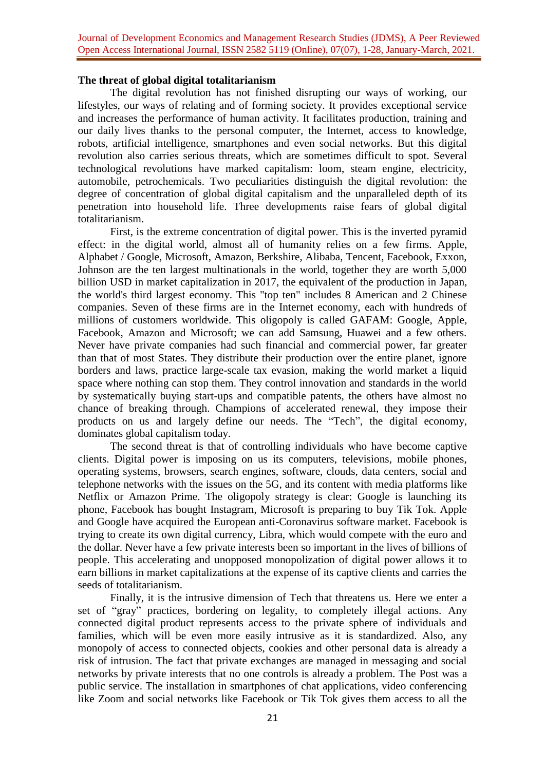**The threat of global digital totalitarianism**

The digital revolution has not finished disrupting our ways of working, our lifestyles, our ways of relating and of forming society. It provides exceptional service and increases the performance of human activity. It facilitates production, training and our daily lives thanks to the personal computer, the Internet, access to knowledge, robots, artificial intelligence, smartphones and even social networks. But this digital revolution also carries serious threats, which are sometimes difficult to spot. Several technological revolutions have marked capitalism: loom, steam engine, electricity, automobile, petrochemicals. Two peculiarities distinguish the digital revolution: the degree of concentration of global digital capitalism and the unparalleled depth of its penetration into household life. Three developments raise fears of global digital totalitarianism.

First, is the extreme concentration of digital power. This is the inverted pyramid effect: in the digital world, almost all of humanity relies on a few firms. Apple, Alphabet / Google, Microsoft, Amazon, Berkshire, Alibaba, Tencent, Facebook, Exxon, Johnson are the ten largest multinationals in the world, together they are worth 5,000 billion USD in market capitalization in 2017, the equivalent of the production in Japan, the world's third largest economy. This "top ten" includes 8 American and 2 Chinese companies. Seven of these firms are in the Internet economy, each with hundreds of millions of customers worldwide. This oligopoly is called GAFAM: Google, Apple, Facebook, Amazon and Microsoft; we can add Samsung, Huawei and a few others. Never have private companies had such financial and commercial power, far greater than that of most States. They distribute their production over the entire planet, ignore borders and laws, practice large-scale tax evasion, making the world market a liquid space where nothing can stop them. They control innovation and standards in the world by systematically buying start-ups and compatible patents, the others have almost no chance of breaking through. Champions of accelerated renewal, they impose their products on us and largely define our needs. The "Tech", the digital economy, dominates global capitalism today.

The second threat is that of controlling individuals who have become captive clients. Digital power is imposing on us its computers, televisions, mobile phones, operating systems, browsers, search engines, software, clouds, data centers, social and telephone networks with the issues on the 5G, and its content with media platforms like Netflix or Amazon Prime. The oligopoly strategy is clear: Google is launching its phone, Facebook has bought Instagram, Microsoft is preparing to buy Tik Tok. Apple and Google have acquired the European anti-Coronavirus software market. Facebook is trying to create its own digital currency, Libra, which would compete with the euro and the dollar. Never have a few private interests been so important in the lives of billions of people. This accelerating and unopposed monopolization of digital power allows it to earn billions in market capitalizations at the expense of its captive clients and carries the seeds of totalitarianism.

Finally, it is the intrusive dimension of Tech that threatens us. Here we enter a set of "gray" practices, bordering on legality, to completely illegal actions. Any connected digital product represents access to the private sphere of individuals and families, which will be even more easily intrusive as it is standardized. Also, any monopoly of access to connected objects, cookies and other personal data is already a risk of intrusion. The fact that private exchanges are managed in messaging and social networks by private interests that no one controls is already a problem. The Post was a public service. The installation in smartphones of chat applications, video conferencing like Zoom and social networks like Facebook or Tik Tok gives them access to all the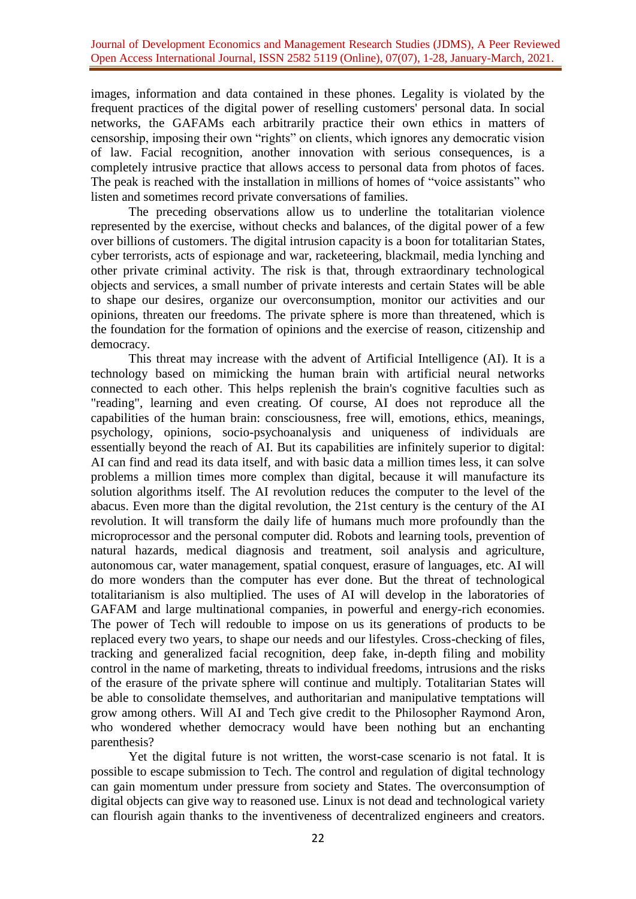images, information and data contained in these phones. Legality is violated by the frequent practices of the digital power of reselling customers' personal data. In social networks, the GAFAMs each arbitrarily practice their own ethics in matters of censorship, imposing their own "rights" on clients, which ignores any democratic vision of law. Facial recognition, another innovation with serious consequences, is a completely intrusive practice that allows access to personal data from photos of faces. The peak is reached with the installation in millions of homes of "voice assistants" who listen and sometimes record private conversations of families.

The preceding observations allow us to underline the totalitarian violence represented by the exercise, without checks and balances, of the digital power of a few over billions of customers. The digital intrusion capacity is a boon for totalitarian States, cyber terrorists, acts of espionage and war, racketeering, blackmail, media lynching and other private criminal activity. The risk is that, through extraordinary technological objects and services, a small number of private interests and certain States will be able to shape our desires, organize our overconsumption, monitor our activities and our opinions, threaten our freedoms. The private sphere is more than threatened, which is the foundation for the formation of opinions and the exercise of reason, citizenship and democracy.

This threat may increase with the advent of Artificial Intelligence (AI). It is a technology based on mimicking the human brain with artificial neural networks connected to each other. This helps replenish the brain's cognitive faculties such as "reading", learning and even creating. Of course, AI does not reproduce all the capabilities of the human brain: consciousness, free will, emotions, ethics, meanings, psychology, opinions, socio-psychoanalysis and uniqueness of individuals are essentially beyond the reach of AI. But its capabilities are infinitely superior to digital: AI can find and read its data itself, and with basic data a million times less, it can solve problems a million times more complex than digital, because it will manufacture its solution algorithms itself. The AI revolution reduces the computer to the level of the abacus. Even more than the digital revolution, the 21st century is the century of the AI revolution. It will transform the daily life of humans much more profoundly than the microprocessor and the personal computer did. Robots and learning tools, prevention of natural hazards, medical diagnosis and treatment, soil analysis and agriculture, autonomous car, water management, spatial conquest, erasure of languages, etc. AI will do more wonders than the computer has ever done. But the threat of technological totalitarianism is also multiplied. The uses of AI will develop in the laboratories of GAFAM and large multinational companies, in powerful and energy-rich economies. The power of Tech will redouble to impose on us its generations of products to be replaced every two years, to shape our needs and our lifestyles. Cross-checking of files, tracking and generalized facial recognition, deep fake, in-depth filing and mobility control in the name of marketing, threats to individual freedoms, intrusions and the risks of the erasure of the private sphere will continue and multiply. Totalitarian States will be able to consolidate themselves, and authoritarian and manipulative temptations will grow among others. Will AI and Tech give credit to the Philosopher Raymond Aron, who wondered whether democracy would have been nothing but an enchanting parenthesis?

Yet the digital future is not written, the worst-case scenario is not fatal. It is possible to escape submission to Tech. The control and regulation of digital technology can gain momentum under pressure from society and States. The overconsumption of digital objects can give way to reasoned use. Linux is not dead and technological variety can flourish again thanks to the inventiveness of decentralized engineers and creators.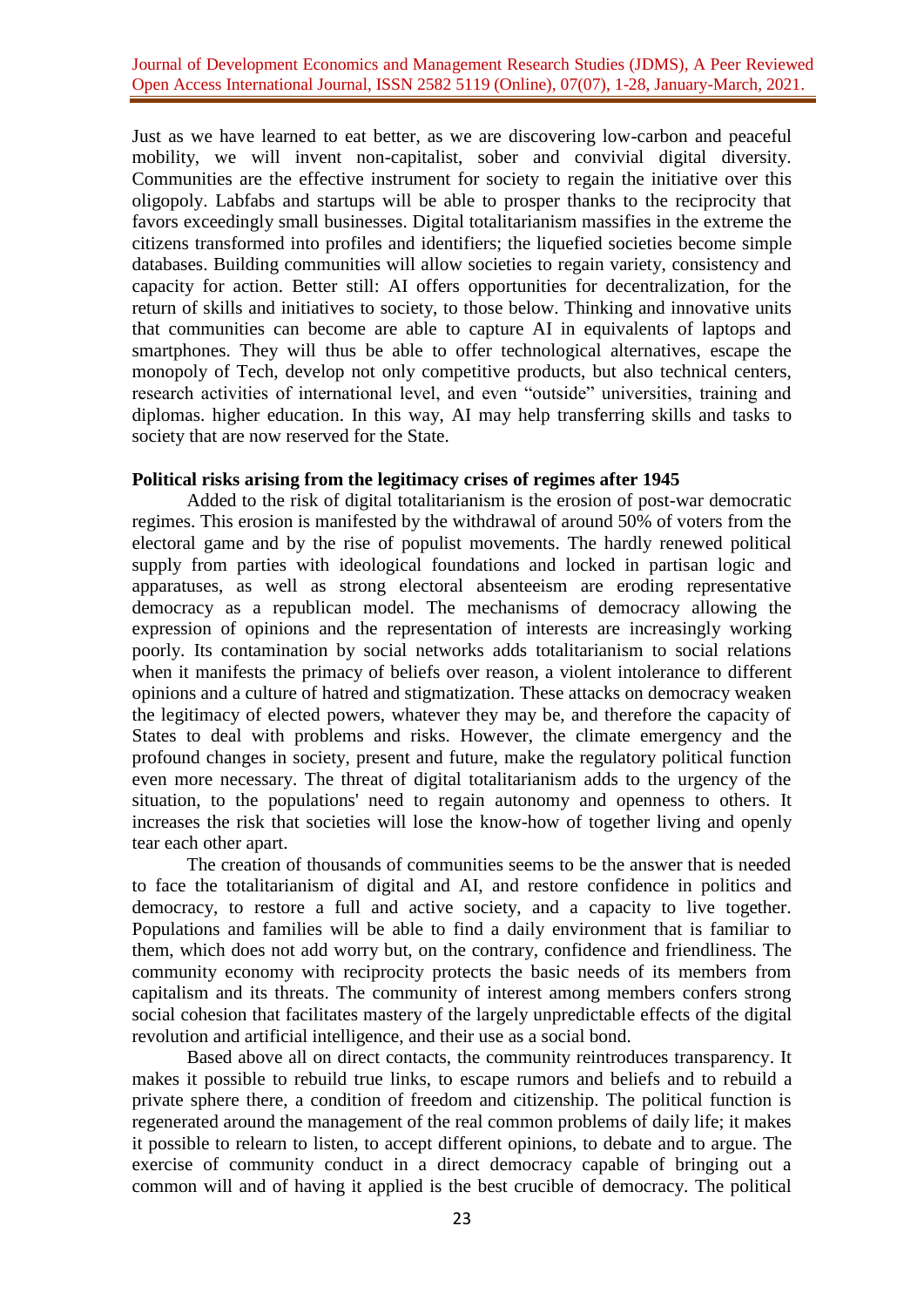Just as we have learned to eat better, as we are discovering low-carbon and peaceful mobility, we will invent non-capitalist, sober and convivial digital diversity. Communities are the effective instrument for society to regain the initiative over this oligopoly. Labfabs and startups will be able to prosper thanks to the reciprocity that favors exceedingly small businesses. Digital totalitarianism massifies in the extreme the citizens transformed into profiles and identifiers; the liquefied societies become simple databases. Building communities will allow societies to regain variety, consistency and capacity for action. Better still: AI offers opportunities for decentralization, for the return of skills and initiatives to society, to those below. Thinking and innovative units that communities can become are able to capture AI in equivalents of laptops and smartphones. They will thus be able to offer technological alternatives, escape the monopoly of Tech, develop not only competitive products, but also technical centers, research activities of international level, and even "outside" universities, training and diplomas. higher education. In this way, AI may help transferring skills and tasks to society that are now reserved for the State.

**Political risks arising from the legitimacy crises of regimes after 1945**

Added to the risk of digital totalitarianism is the erosion of post-war democratic regimes. This erosion is manifested by the withdrawal of around 50% of voters from the electoral game and by the rise of populist movements. The hardly renewed political supply from parties with ideological foundations and locked in partisan logic and apparatuses, as well as strong electoral absenteeism are eroding representative democracy as a republican model. The mechanisms of democracy allowing the expression of opinions and the representation of interests are increasingly working poorly. Its contamination by social networks adds totalitarianism to social relations when it manifests the primacy of beliefs over reason, a violent intolerance to different opinions and a culture of hatred and stigmatization. These attacks on democracy weaken the legitimacy of elected powers, whatever they may be, and therefore the capacity of States to deal with problems and risks. However, the climate emergency and the profound changes in society, present and future, make the regulatory political function even more necessary. The threat of digital totalitarianism adds to the urgency of the situation, to the populations' need to regain autonomy and openness to others. It increases the risk that societies will lose the know-how of together living and openly tear each other apart.

The creation of thousands of communities seems to be the answer that is needed to face the totalitarianism of digital and AI, and restore confidence in politics and democracy, to restore a full and active society, and a capacity to live together. Populations and families will be able to find a daily environment that is familiar to them, which does not add worry but, on the contrary, confidence and friendliness. The community economy with reciprocity protects the basic needs of its members from capitalism and its threats. The community of interest among members confers strong social cohesion that facilitates mastery of the largely unpredictable effects of the digital revolution and artificial intelligence, and their use as a social bond.

Based above all on direct contacts, the community reintroduces transparency. It makes it possible to rebuild true links, to escape rumors and beliefs and to rebuild a private sphere there, a condition of freedom and citizenship. The political function is regenerated around the management of the real common problems of daily life; it makes it possible to relearn to listen, to accept different opinions, to debate and to argue. The exercise of community conduct in a direct democracy capable of bringing out a common will and of having it applied is the best crucible of democracy. The political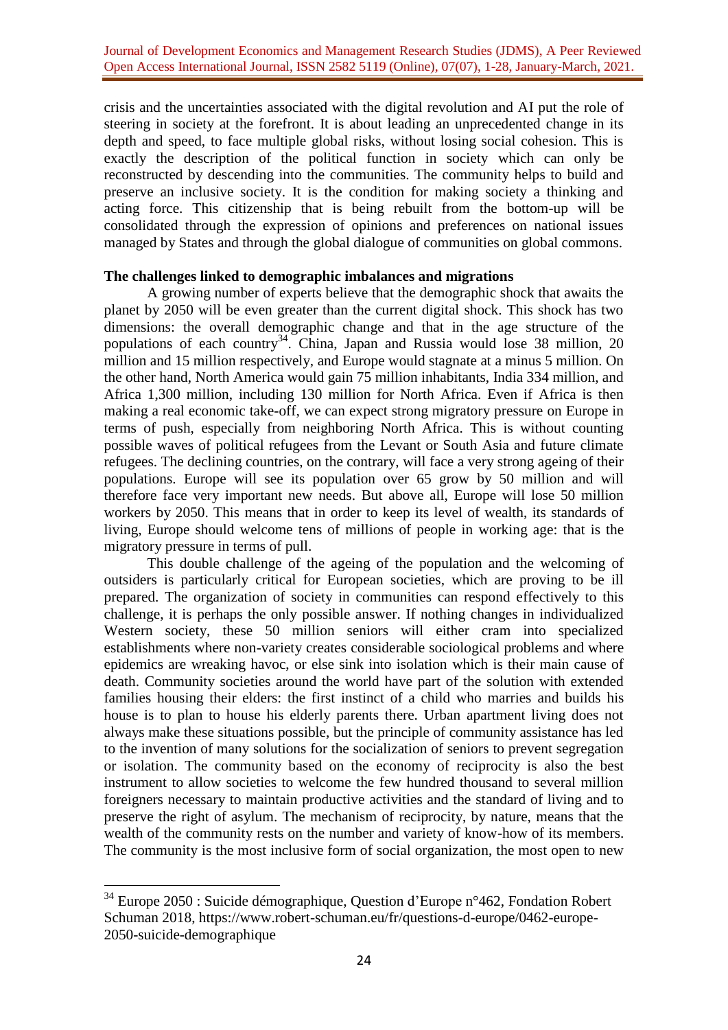crisis and the uncertainties associated with the digital revolution and AI put the role of steering in society at the forefront. It is about leading an unprecedented change in its depth and speed, to face multiple global risks, without losing social cohesion. This is exactly the description of the political function in society which can only be reconstructed by descending into the communities. The community helps to build and preserve an inclusive society. It is the condition for making society a thinking and acting force. This citizenship that is being rebuilt from the bottom-up will be consolidated through the expression of opinions and preferences on national issues managed by States and through the global dialogue of communities on global commons.

**The challenges linked to demographic imbalances and migrations**

A growing number of experts believe that the demographic shock that awaits the planet by 2050 will be even greater than the current digital shock. This shock has two dimensions: the overall demographic change and that in the age structure of the populations of each country[34]. China, Japan and Russia would lose 38 million, 20 million and 15 million respectively, and Europe would stagnate at a minus 5 million. On the other hand, North America would gain 75 million inhabitants, India 334 million, and Africa 1,300 million, including 130 million for North Africa. Even if Africa is then making a real economic take-off, we can expect strong migratory pressure on Europe in terms of push, especially from neighboring North Africa. This is without counting possible waves of political refugees from the Levant or South Asia and future climate refugees. The declining countries, on the contrary, will face a very strong ageing of their populations. Europe will see its population over 65 grow by 50 million and will therefore face very important new needs. But above all, Europe will lose 50 million workers by 2050. This means that in order to keep its level of wealth, its standards of living, Europe should welcome tens of millions of people in working age: that is the migratory pressure in terms of pull.

This double challenge of the ageing of the population and the welcoming of outsiders is particularly critical for European societies, which are proving to be ill prepared. The organization of society in communities can respond effectively to this challenge, it is perhaps the only possible answer. If nothing changes in individualized Western society, these 50 million seniors will either cram into specialized establishments where non-variety creates considerable sociological problems and where epidemics are wreaking havoc, or else sink into isolation which is their main cause of death. Community societies around the world have part of the solution with extended families housing their elders: the first instinct of a child who marries and builds his house is to plan to house his elderly parents there. Urban apartment living does not always make these situations possible, but the principle of community assistance has led to the invention of many solutions for the socialization of seniors to prevent segregation or isolation. The community based on the economy of reciprocity is also the best instrument to allow societies to welcome the few hundred thousand to several million foreigners necessary to maintain productive activities and the standard of living and to preserve the right of asylum. The mechanism of reciprocity, by nature, means that the wealth of the community rests on the number and variety of know-how of its members. The community is the most inclusive form of social organization, the most open to new

---

[34] Europe 2050 : Suicide démographique, Question d'Europe n°462, Fondation Robert Schuman 2018, https://www.robert-schuman.eu/fr/questions-d-europe/0462-europe-2050-suicide-demographique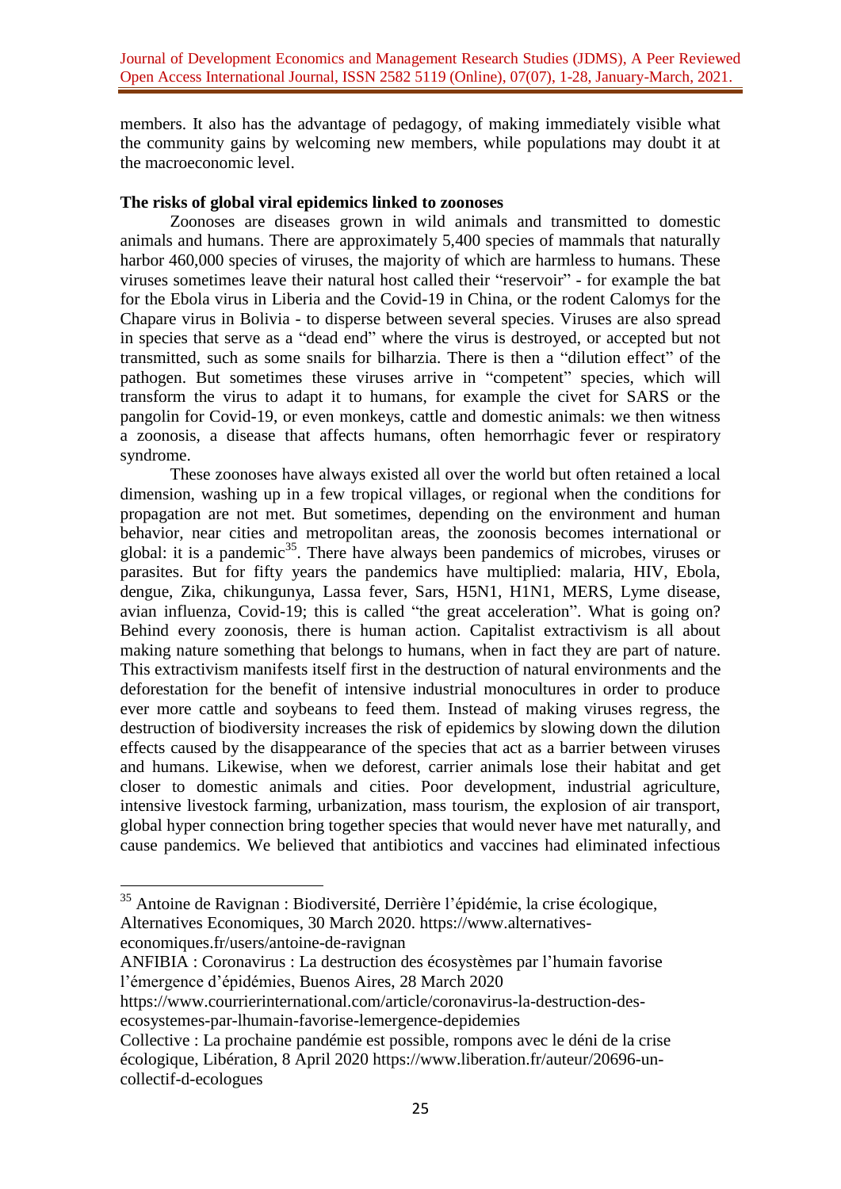members. It also has the advantage of pedagogy, of making immediately visible what the community gains by welcoming new members, while populations may doubt it at the macroeconomic level.

**The risks of global viral epidemics linked to zoonoses**

Zoonoses are diseases grown in wild animals and transmitted to domestic animals and humans. There are approximately 5,400 species of mammals that naturally harbor 460,000 species of viruses, the majority of which are harmless to humans. These viruses sometimes leave their natural host called their "reservoir" - for example the bat for the Ebola virus in Liberia and the Covid-19 in China, or the rodent Calomys for the Chapare virus in Bolivia - to disperse between several species. Viruses are also spread in species that serve as a "dead end" where the virus is destroyed, or accepted but not transmitted, such as some snails for bilharzia. There is then a "dilution effect" of the pathogen. But sometimes these viruses arrive in "competent" species, which will transform the virus to adapt it to humans, for example the civet for SARS or the pangolin for Covid-19, or even monkeys, cattle and domestic animals: we then witness a zoonosis, a disease that affects humans, often hemorrhagic fever or respiratory syndrome.

These zoonoses have always existed all over the world but often retained a local dimension, washing up in a few tropical villages, or regional when the conditions for propagation are not met. But sometimes, depending on the environment and human behavior, near cities and metropolitan areas, the zoonosis becomes international or global: it is a pandemic[35]. There have always been pandemics of microbes, viruses or parasites. But for fifty years the pandemics have multiplied: malaria, HIV, Ebola, dengue, Zika, chikungunya, Lassa fever, Sars, H5N1, H1N1, MERS, Lyme disease, avian influenza, Covid-19; this is called "the great acceleration". What is going on? Behind every zoonosis, there is human action. Capitalist extractivism is all about making nature something that belongs to humans, when in fact they are part of nature. This extractivism manifests itself first in the destruction of natural environments and the deforestation for the benefit of intensive industrial monocultures in order to produce ever more cattle and soybeans to feed them. Instead of making viruses regress, the destruction of biodiversity increases the risk of epidemics by slowing down the dilution effects caused by the disappearance of the species that act as a barrier between viruses and humans. Likewise, when we deforest, carrier animals lose their habitat and get closer to domestic animals and cities. Poor development, industrial agriculture, intensive livestock farming, urbanization, mass tourism, the explosion of air transport, global hyper connection bring together species that would never have met naturally, and cause pandemics. We believed that antibiotics and vaccines had eliminated infectious

---

[35] Antoine de Ravignan : Biodiversité, Derrière l'épidémie, la crise écologique, Alternatives Economiques, 30 March 2020. https://www.alternatives-economiques.fr/users/antoine-de-ravignan

ANFIBIA : Coronavirus : La destruction des écosystèmes par l'humain favorise l'émergence d'épidémies, Buenos Aires, 28 March 2020

https://www.courrierinternational.com/article/coronavirus-la-destruction-des-ecosystemes-par-lhumain-favorise-lemergence-depidemies

Collective : La prochaine pandémie est possible, rompons avec le déni de la crise écologique, Libération, 8 April 2020 https://www.liberation.fr/auteur/20696-un-collectif-d-ecologues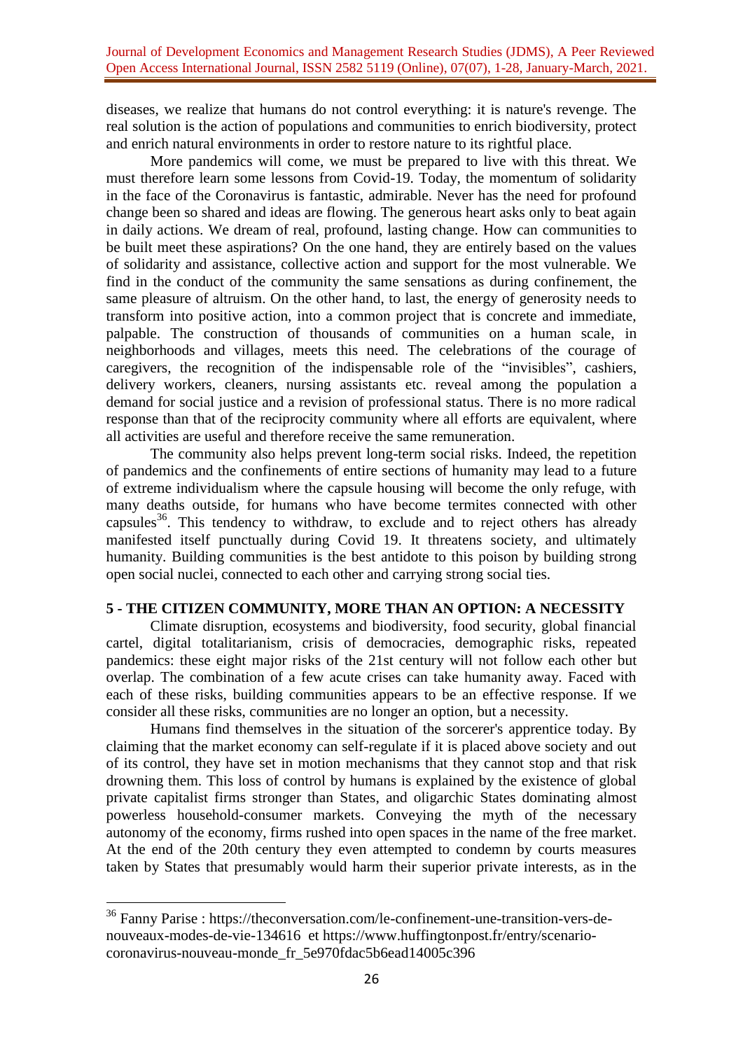diseases, we realize that humans do not control everything: it is nature's revenge. The real solution is the action of populations and communities to enrich biodiversity, protect and enrich natural environments in order to restore nature to its rightful place.

More pandemics will come, we must be prepared to live with this threat. We must therefore learn some lessons from Covid-19. Today, the momentum of solidarity in the face of the Coronavirus is fantastic, admirable. Never has the need for profound change been so shared and ideas are flowing. The generous heart asks only to beat again in daily actions. We dream of real, profound, lasting change. How can communities to be built meet these aspirations? On the one hand, they are entirely based on the values of solidarity and assistance, collective action and support for the most vulnerable. We find in the conduct of the community the same sensations as during confinement, the same pleasure of altruism. On the other hand, to last, the energy of generosity needs to transform into positive action, into a common project that is concrete and immediate, palpable. The construction of thousands of communities on a human scale, in neighborhoods and villages, meets this need. The celebrations of the courage of caregivers, the recognition of the indispensable role of the "invisibles", cashiers, delivery workers, cleaners, nursing assistants etc. reveal among the population a demand for social justice and a revision of professional status. There is no more radical response than that of the reciprocity community where all efforts are equivalent, where all activities are useful and therefore receive the same remuneration.

The community also helps prevent long-term social risks. Indeed, the repetition of pandemics and the confinements of entire sections of humanity may lead to a future of extreme individualism where the capsule housing will become the only refuge, with many deaths outside, for humans who have become termites connected with other capsules[36]. This tendency to withdraw, to exclude and to reject others has already manifested itself punctually during Covid 19. It threatens society, and ultimately humanity. Building communities is the best antidote to this poison by building strong open social nuclei, connected to each other and carrying strong social ties.

## 5 - THE CITIZEN COMMUNITY, MORE THAN AN OPTION: A NECESSITY

Climate disruption, ecosystems and biodiversity, food security, global financial cartel, digital totalitarianism, crisis of democracies, demographic risks, repeated pandemics: these eight major risks of the 21st century will not follow each other but overlap. The combination of a few acute crises can take humanity away. Faced with each of these risks, building communities appears to be an effective response. If we consider all these risks, communities are no longer an option, but a necessity.

Humans find themselves in the situation of the sorcerer's apprentice today. By claiming that the market economy can self-regulate if it is placed above society and out of its control, they have set in motion mechanisms that they cannot stop and that risk drowning them. This loss of control by humans is explained by the existence of global private capitalist firms stronger than States, and oligarchic States dominating almost powerless household-consumer markets. Conveying the myth of the necessary autonomy of the economy, firms rushed into open spaces in the name of the free market. At the end of the 20th century they even attempted to condemn by courts measures taken by States that presumably would harm their superior private interests, as in the

---

[36] Fanny Parise : https://theconversation.com/le-confinement-une-transition-vers-de-nouveaux-modes-de-vie-134616 et https://www.huffingtonpost.fr/entry/scenario-coronavirus-nouveau-monde_fr_5e970fdac5b6ead14005c396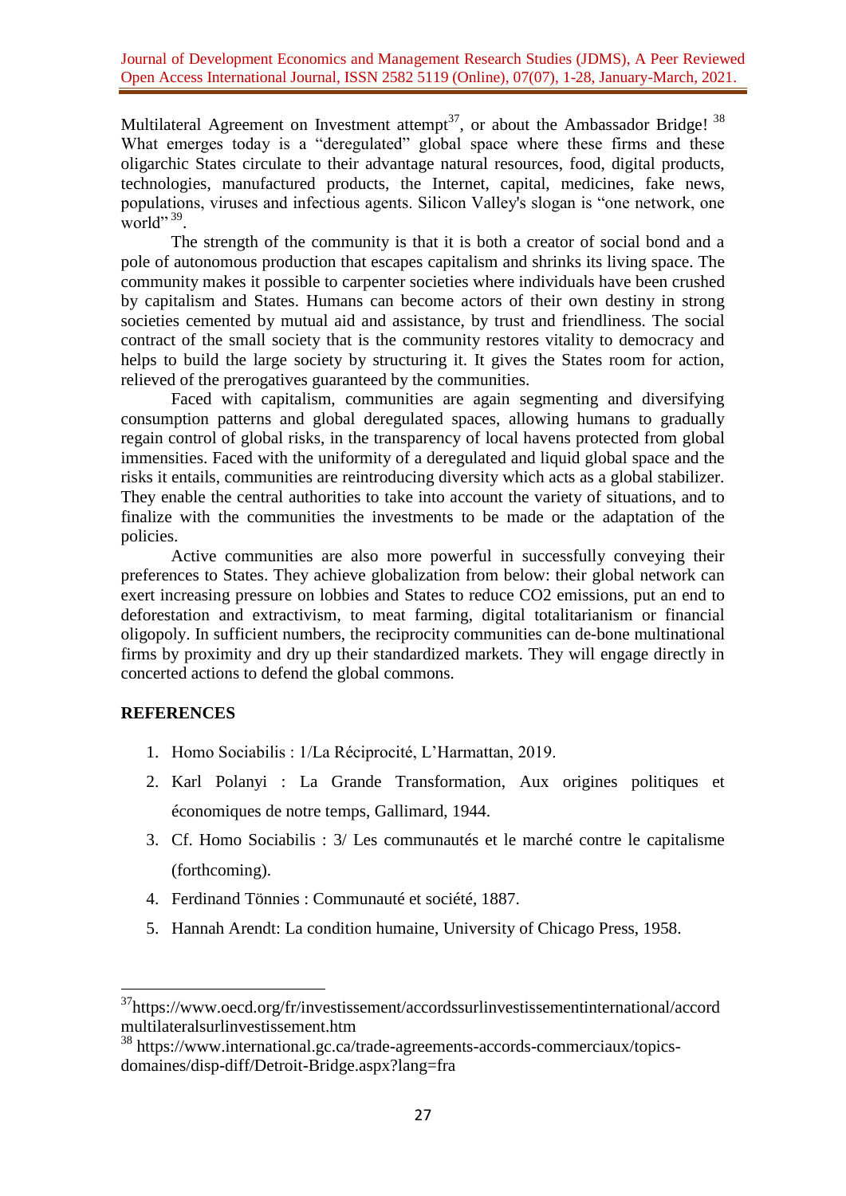Multilateral Agreement on Investment attempt[37], or about the Ambassador Bridge! [38] What emerges today is a "deregulated" global space where these firms and these oligarchic States circulate to their advantage natural resources, food, digital products, technologies, manufactured products, the Internet, capital, medicines, fake news, populations, viruses and infectious agents. Silicon Valley's slogan is "one network, one world" [39].

The strength of the community is that it is both a creator of social bond and a pole of autonomous production that escapes capitalism and shrinks its living space. The community makes it possible to carpenter societies where individuals have been crushed by capitalism and States. Humans can become actors of their own destiny in strong societies cemented by mutual aid and assistance, by trust and friendliness. The social contract of the small society that is the community restores vitality to democracy and helps to build the large society by structuring it. It gives the States room for action, relieved of the prerogatives guaranteed by the communities.

Faced with capitalism, communities are again segmenting and diversifying consumption patterns and global deregulated spaces, allowing humans to gradually regain control of global risks, in the transparency of local havens protected from global immensities. Faced with the uniformity of a deregulated and liquid global space and the risks it entails, communities are reintroducing diversity which acts as a global stabilizer. They enable the central authorities to take into account the variety of situations, and to finalize with the communities the investments to be made or the adaptation of the policies.

Active communities are also more powerful in successfully conveying their preferences to States. They achieve globalization from below: their global network can exert increasing pressure on lobbies and States to reduce $CO_2$ emissions, put an end to deforestation and extractivism, to meat farming, digital totalitarianism or financial oligopoly. In sufficient numbers, the reciprocity communities can de-bone multinational firms by proximity and dry up their standardized markets. They will engage directly in concerted actions to defend the global commons.

## REFERENCES

1. Homo Sociabilis : 1/La Réciprocité, L'Harmattan, 2019.
2. Karl Polanyi : La Grande Transformation, Aux origines politiques et économiques de notre temps, Gallimard, 1944.
3. Cf. Homo Sociabilis : 3/ Les communautés et le marché contre le capitalisme (forthcoming).
4. Ferdinand Tönnies : Communauté et société, 1887.
5. Hannah Arendt: La condition humaine, University of Chicago Press, 1958.

---

[37] https://www.oecd.org/fr/investissement/accordssurlinvestissementinternational/accordmultilateralsurlinvestissement.htm

[38] https://www.international.gc.ca/trade-agreements-accords-commerciaux/topics-domaines/disp-diff/Detroit-Bridge.aspx?lang=fra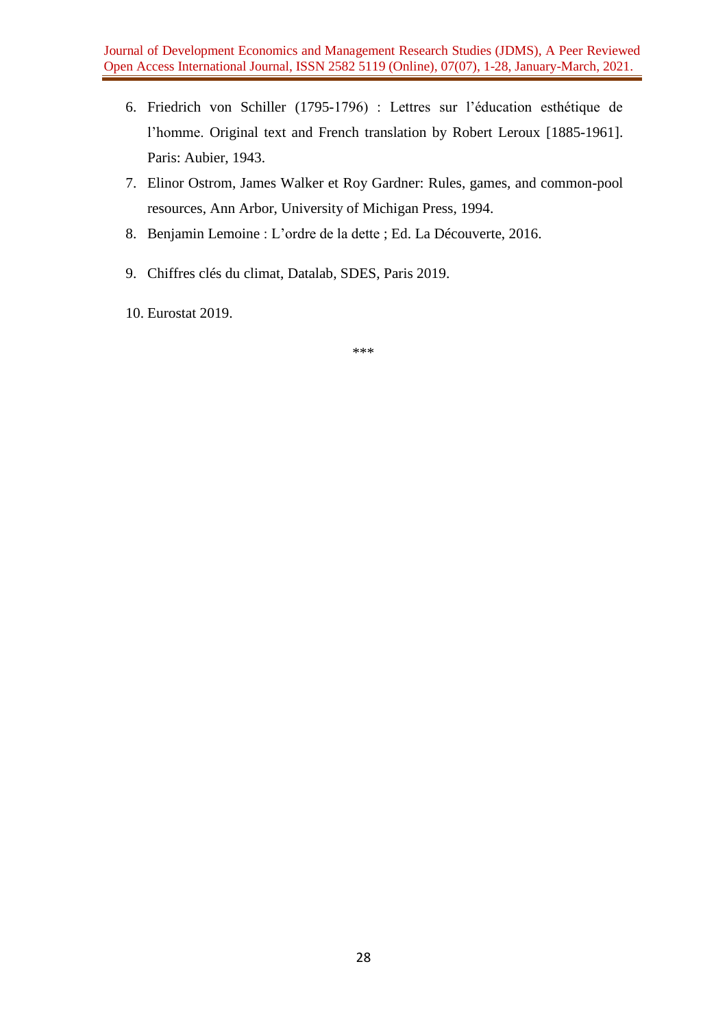6. Friedrich von Schiller (1795-1796) : Lettres sur l'éducation esthétique de l'homme. Original text and French translation by Robert Leroux [1885-1961]. Paris: Aubier, 1943.
7. Elinor Ostrom, James Walker et Roy Gardner: Rules, games, and common-pool resources, Ann Arbor, University of Michigan Press, 1994.
8. Benjamin Lemoine : L'ordre de la dette ; Ed. La Découverte, 2016.
9. Chiffres clés du climat, Datalab, SDES, Paris 2019.
10. Eurostat 2019.

***